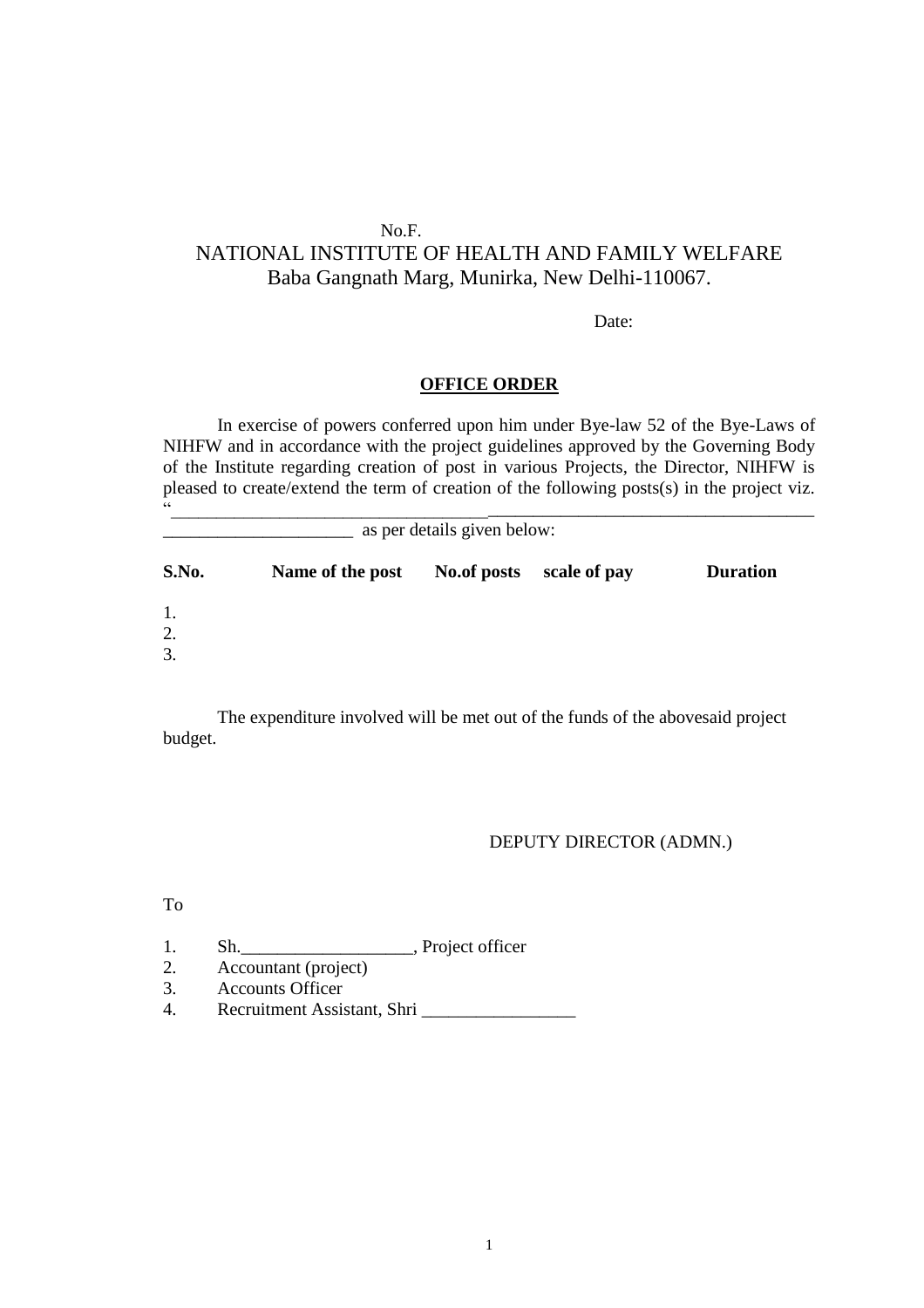No.F.

NATIONAL INSTITUTE OF HEALTH AND FAMILY WELFARE
Baba Gangnath Marg, Munirka, New Delhi-110067.

Date:

**OFFICE ORDER**

In exercise of powers conferred upon him under Bye-law 52 of the Bye-Laws of NIHFW and in accordance with the project guidelines approved by the Governing Body of the Institute regarding creation of post in various Projects, the Director, NIHFW is pleased to create/extend the term of creation of the following posts(s) in the project viz. "\_\_\_\_\_\_\_\_\_\_\_\_\_\_\_\_\_\_\_\_\_\_\_\_\_\_\_\_\_\_\_\_\_\_\_\_\_\_\_\_\_\_\_\_\_\_\_\_\_\_\_\_\_\_\_\_\_\_\_\_\_\_\_\_\_\_\_\_\_\_\_\_\_\_\_\_\_\_\_\_\_\_\_\_\_\_\_\_\_\_\_\_\_\_ as per details given below:

| S.No. | Name of the post | No.of posts | scale of pay | Duration |
|---|---|---|---|---|
| 1. | | | | |
| 2. | | | | |
| 3. | | | | |

The expenditure involved will be met out of the funds of the abovesaid project budget.

DEPUTY DIRECTOR (ADMN.)

To

1. Sh.\_\_\_\_\_\_\_\_\_\_\_\_\_\_\_\_\_\_\_, Project officer
2. Accountant (project)
3. Accounts Officer
4. Recruitment Assistant, Shri \_\_\_\_\_\_\_\_\_\_\_\_\_\_\_\_\_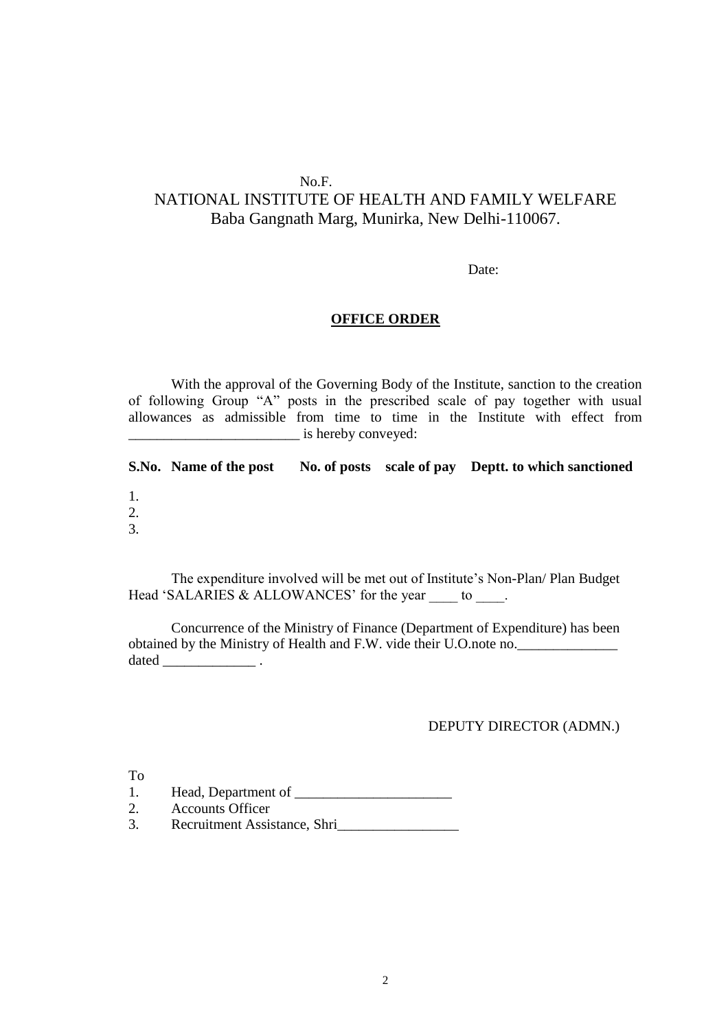No.F.

NATIONAL INSTITUTE OF HEALTH AND FAMILY WELFARE
Baba Gangnath Marg, Munirka, New Delhi-110067.

Date:

**OFFICE ORDER**

With the approval of the Governing Body of the Institute, sanction to the creation of following Group "A" posts in the prescribed scale of pay together with usual allowances as admissible from time to time in the Institute with effect from ________________________ is hereby conveyed:

| S.No. | Name of the post | No. of posts | scale of pay | Deptt. to which sanctioned |
|---|---|---|---|---|
| 1. | | | | |
| 2. | | | | |
| 3. | | | | |

The expenditure involved will be met out of Institute's Non-Plan/ Plan Budget Head 'SALARIES & ALLOWANCES' for the year ____ to ____.

Concurrence of the Ministry of Finance (Department of Expenditure) has been obtained by the Ministry of Health and F.W. vide their U.O.note no.______________ dated _____________ .

DEPUTY DIRECTOR (ADMN.)

To

1. Head, Department of ______________________
2. Accounts Officer
3. Recruitment Assistance, Shri_________________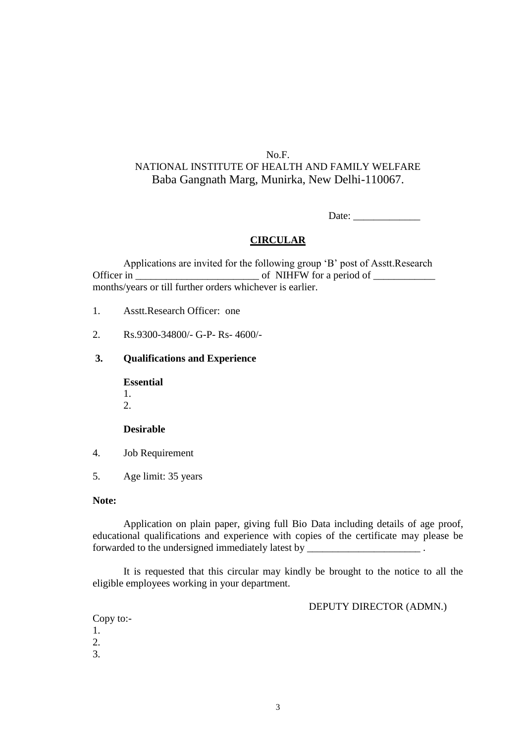No.F.

NATIONAL INSTITUTE OF HEALTH AND FAMILY WELFARE

Baba Gangnath Marg, Munirka, New Delhi-110067.

Date: _____________

**CIRCULAR**

Applications are invited for the following group 'B' post of Asstt.Research Officer in ________________________ of NIHFW for a period of ____________ months/years or till further orders whichever is earlier.

1. Asstt.Research Officer: one

2. Rs.9300-34800/- G-P- Rs- 4600/-

3. **Qualifications and Experience**

   **Essential**

   1.

   2.

   **Desirable**

4. Job Requirement

5. Age limit: 35 years

**Note:**

Application on plain paper, giving full Bio Data including details of age proof, educational qualifications and experience with copies of the certificate may please be forwarded to the undersigned immediately latest by ______________________ .

It is requested that this circular may kindly be brought to the notice to all the eligible employees working in your department.

DEPUTY DIRECTOR (ADMN.)

Copy to:-

1.

2.

3.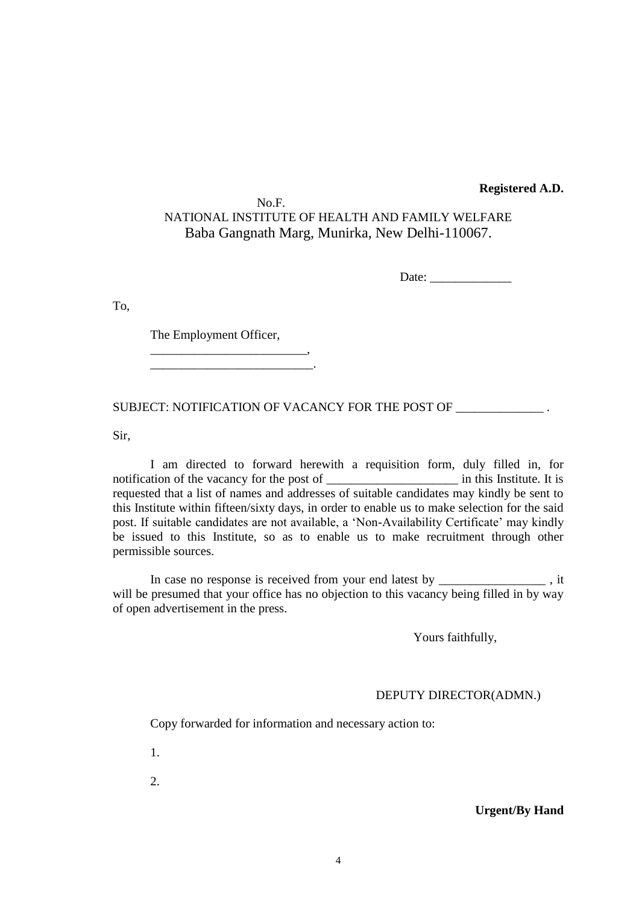**Registered A.D.**

No.F.

NATIONAL INSTITUTE OF HEALTH AND FAMILY WELFARE

Baba Gangnath Marg, Munirka, New Delhi-110067.

Date: _____________

To,

The Employment Officer,

________________________,

__________________________.

SUBJECT: NOTIFICATION OF VACANCY FOR THE POST OF ______________ .

Sir,

I am directed to forward herewith a requisition form, duly filled in, for notification of the vacancy for the post of _____________________ in this Institute. It is requested that a list of names and addresses of suitable candidates may kindly be sent to this Institute within fifteen/sixty days, in order to enable us to make selection for the said post. If suitable candidates are not available, a 'Non-Availability Certificate' may kindly be issued to this Institute, so as to enable us to make recruitment through other permissible sources.

In case no response is received from your end latest by _________________ , it will be presumed that your office has no objection to this vacancy being filled in by way of open advertisement in the press.

Yours faithfully,

DEPUTY DIRECTOR(ADMN.)

Copy forwarded for information and necessary action to:

1.

2.

**Urgent/By Hand**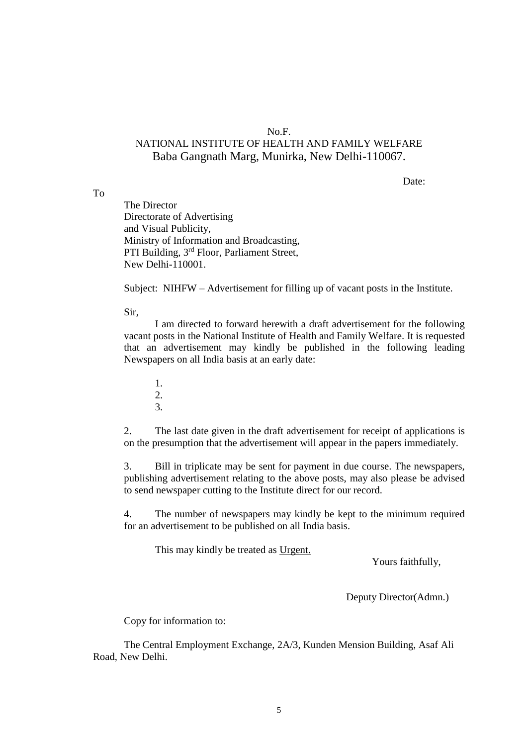No.F.

NATIONAL INSTITUTE OF HEALTH AND FAMILY WELFARE

Baba Gangnath Marg, Munirka, New Delhi-110067.

Date:

To

The Director
Directorate of Advertising
and Visual Publicity,
Ministry of Information and Broadcasting,
PTI Building, 3rd Floor, Parliament Street,
New Delhi-110001.

Subject: NIHFW – Advertisement for filling up of vacant posts in the Institute.

Sir,

I am directed to forward herewith a draft advertisement for the following vacant posts in the National Institute of Health and Family Welfare. It is requested that an advertisement may kindly be published in the following leading Newspapers on all India basis at an early date:

1.
2.
3.

2. The last date given in the draft advertisement for receipt of applications is on the presumption that the advertisement will appear in the papers immediately.

3. Bill in triplicate may be sent for payment in due course. The newspapers, publishing advertisement relating to the above posts, may also please be advised to send newspaper cutting to the Institute direct for our record.

4. The number of newspapers may kindly be kept to the minimum required for an advertisement to be published on all India basis.

This may kindly be treated as Urgent.

Yours faithfully,

Deputy Director(Admn.)

Copy for information to:

The Central Employment Exchange, 2A/3, Kunden Mension Building, Asaf Ali Road, New Delhi.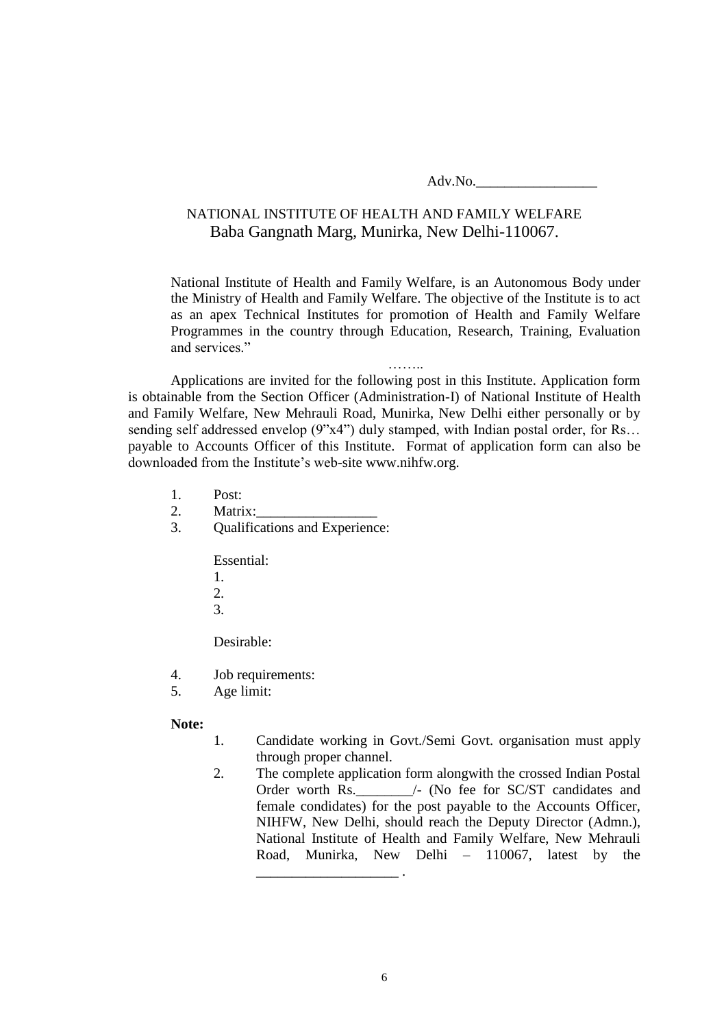Adv.No.\_\_\_\_\_\_\_\_\_\_\_\_\_\_\_\_\_

NATIONAL INSTITUTE OF HEALTH AND FAMILY WELFARE
Baba Gangnath Marg, Munirka, New Delhi-110067.

National Institute of Health and Family Welfare, is an Autonomous Body under the Ministry of Health and Family Welfare. The objective of the Institute is to act as an apex Technical Institutes for promotion of Health and Family Welfare Programmes in the country through Education, Research, Training, Evaluation and services."

……..

Applications are invited for the following post in this Institute. Application form is obtainable from the Section Officer (Administration-I) of National Institute of Health and Family Welfare, New Mehrauli Road, Munirka, New Delhi either personally or by sending self addressed envelop (9"x4") duly stamped, with Indian postal order, for Rs… payable to Accounts Officer of this Institute. Format of application form can also be downloaded from the Institute's web-site www.nihfw.org.

1. Post:
2. Matrix:_________________
3. Qualifications and Experience:

   Essential:
   1.
   2.
   3.

   Desirable:

4. Job requirements:
5. Age limit:

**Note:**

1. Candidate working in Govt./Semi Govt. organisation must apply through proper channel.
2. The complete application form alongwith the crossed Indian Postal Order worth Rs.________/- (No fee for SC/ST candidates and female condidates) for the post payable to the Accounts Officer, NIHFW, New Delhi, should reach the Deputy Director (Admn.), National Institute of Health and Family Welfare, New Mehrauli Road, Munirka, New Delhi – 110067, latest by the ____________________ .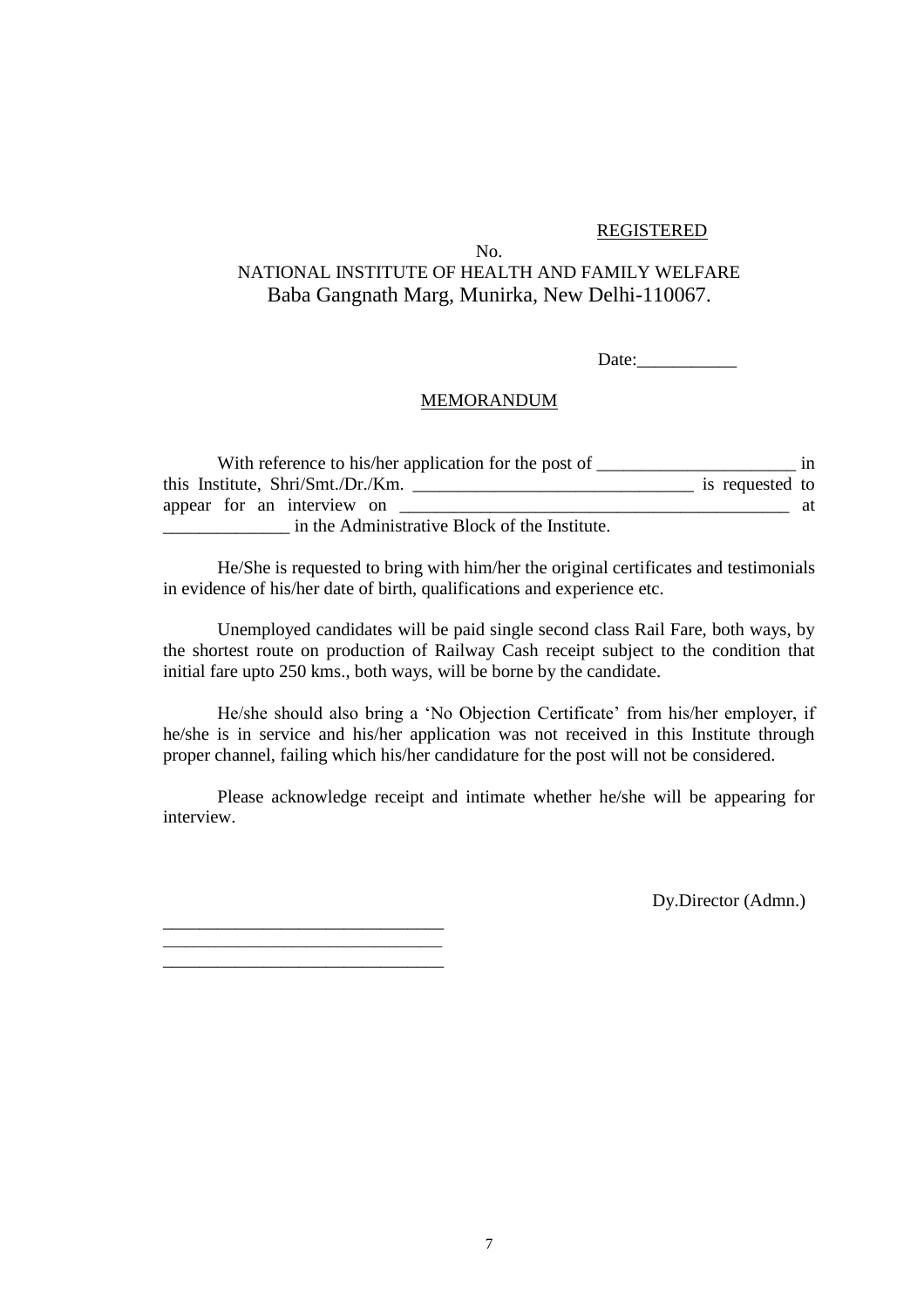<u>REGISTERED</u>

No.

NATIONAL INSTITUTE OF HEALTH AND FAMILY WELFARE

Baba Gangnath Marg, Munirka, New Delhi-110067.

Date:___________

<u>MEMORANDUM</u>

With reference to his/her application for the post of ______________________ in this Institute, Shri/Smt./Dr./Km. _______________________________ is requested to appear for an interview on ____________________________________________ at ______________ in the Administrative Block of the Institute.

He/She is requested to bring with him/her the original certificates and testimonials in evidence of his/her date of birth, qualifications and experience etc.

Unemployed candidates will be paid single second class Rail Fare, both ways, by the shortest route on production of Railway Cash receipt subject to the condition that initial fare upto 250 kms., both ways, will be borne by the candidate.

He/she should also bring a 'No Objection Certificate' from his/her employer, if he/she is in service and his/her application was not received in this Institute through proper channel, failing which his/her candidature for the post will not be considered.

Please acknowledge receipt and intimate whether he/she will be appearing for interview.

Dy.Director (Admn.)

_______________________________
_______________________________
_______________________________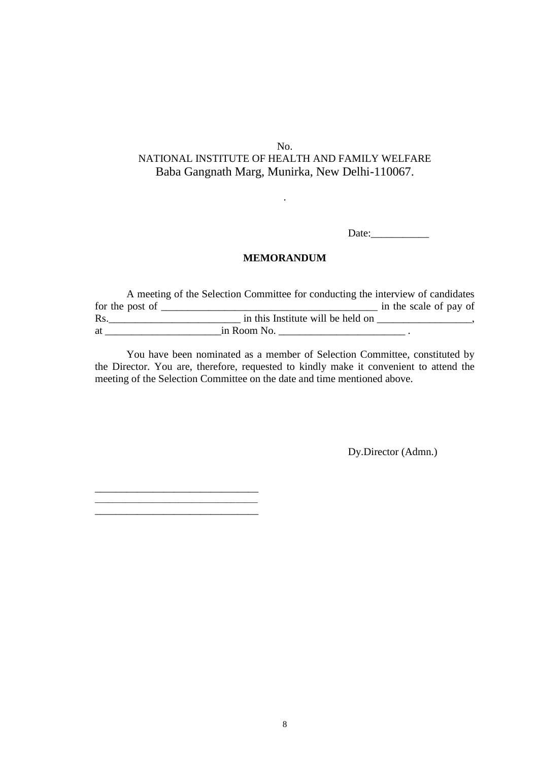No.
NATIONAL INSTITUTE OF HEALTH AND FAMILY WELFARE
Baba Gangnath Marg, Munirka, New Delhi-110067.

.

Date:___________

**MEMORANDUM**

A meeting of the Selection Committee for conducting the interview of candidates for the post of _________________________________________ in the scale of pay of Rs._________________________ in this Institute will be held on __________________, at ______________________in Room No. ________________________ .

You have been nominated as a member of Selection Committee, constituted by the Director. You are, therefore, requested to kindly make it convenient to attend the meeting of the Selection Committee on the date and time mentioned above.

Dy.Director (Admn.)

_______________________________
_______________________________
_______________________________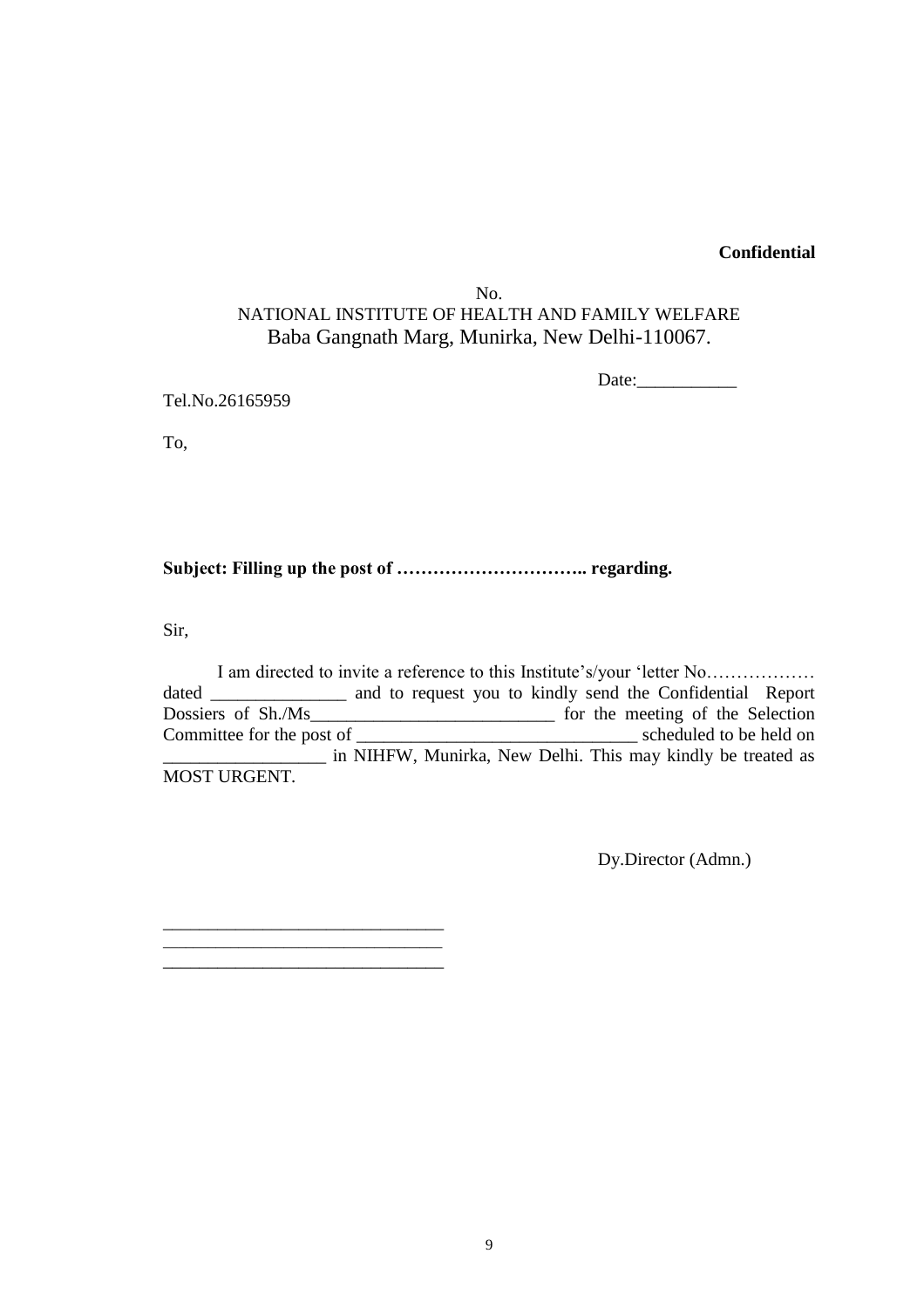**Confidential**

No.
NATIONAL INSTITUTE OF HEALTH AND FAMILY WELFARE
Baba Gangnath Marg, Munirka, New Delhi-110067.

Date:___________

Tel.No.26165959

To,

**Subject: Filling up the post of ………………………….. regarding.**

Sir,

I am directed to invite a reference to this Institute's/your 'letter No……………… dated _______________ and to request you to kindly send the Confidential Report Dossiers of Sh./Ms__________________________ for the meeting of the Selection Committee for the post of _______________________________ scheduled to be held on __________________ in NIHFW, Munirka, New Delhi. This may kindly be treated as MOST URGENT.

Dy.Director (Admn.)

_______________________________
_______________________________
_______________________________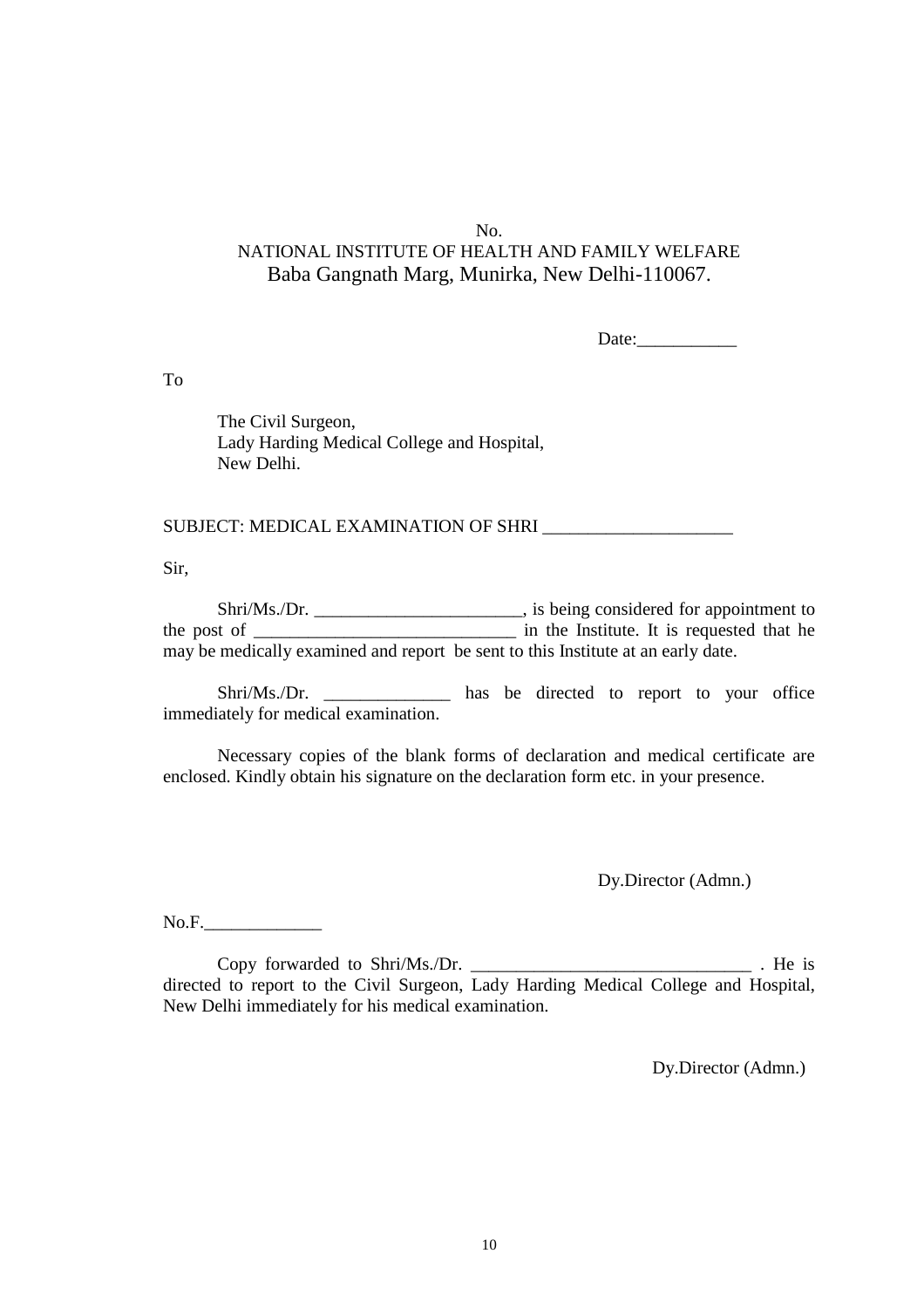No.

NATIONAL INSTITUTE OF HEALTH AND FAMILY WELFARE

Baba Gangnath Marg, Munirka, New Delhi-110067.

Date:___________

To

The Civil Surgeon,
Lady Harding Medical College and Hospital,
New Delhi.

SUBJECT: MEDICAL EXAMINATION OF SHRI _____________________

Sir,

Shri/Ms./Dr. _______________________, is being considered for appointment to the post of _____________________________ in the Institute. It is requested that he may be medically examined and report be sent to this Institute at an early date.

Shri/Ms./Dr. ______________ has be directed to report to your office immediately for medical examination.

Necessary copies of the blank forms of declaration and medical certificate are enclosed. Kindly obtain his signature on the declaration form etc. in your presence.

Dy.Director (Admn.)

No.F._____________

Copy forwarded to Shri/Ms./Dr. _______________________________ . He is directed to report to the Civil Surgeon, Lady Harding Medical College and Hospital, New Delhi immediately for his medical examination.

Dy.Director (Admn.)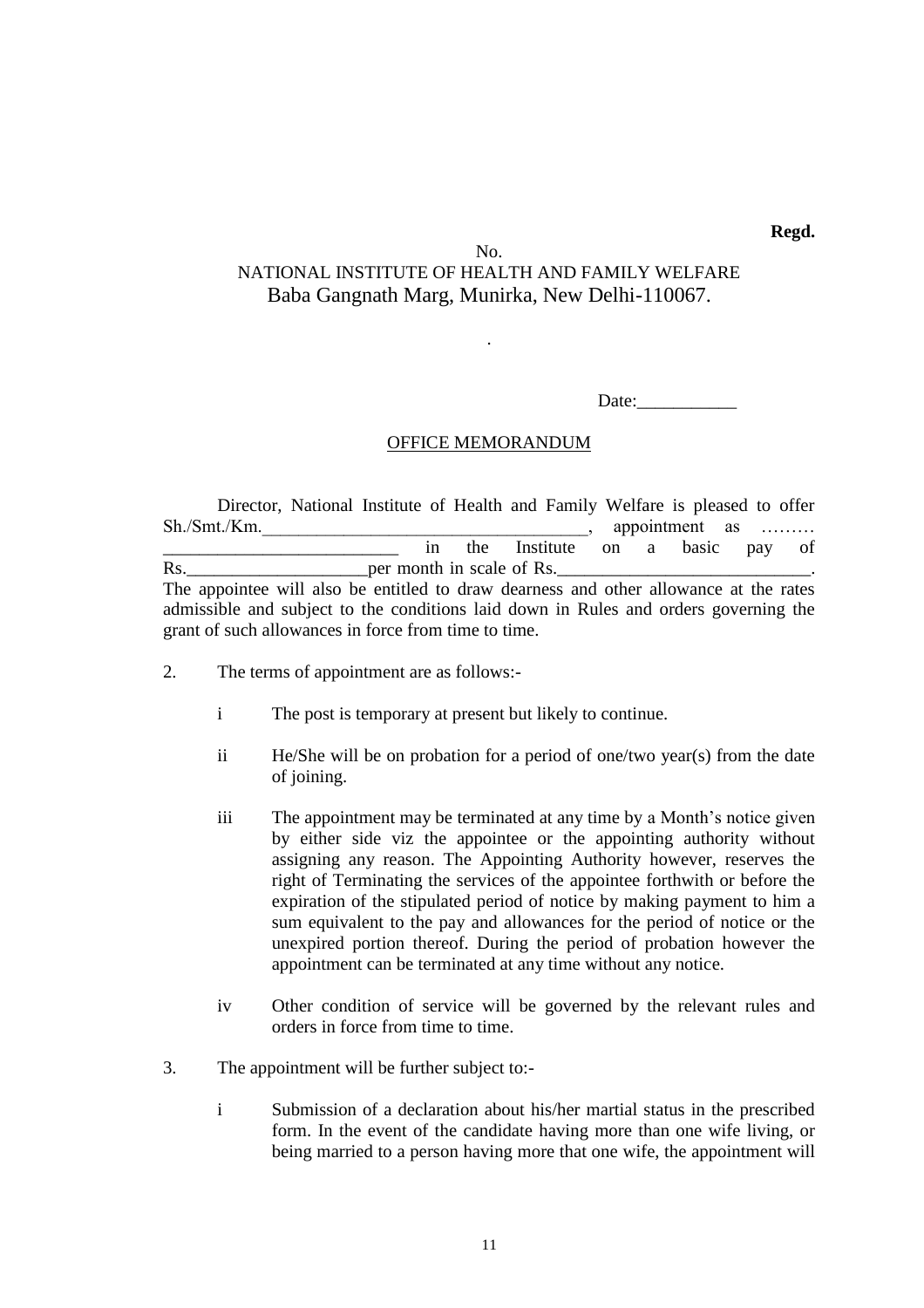**Regd.**

No.

NATIONAL INSTITUTE OF HEALTH AND FAMILY WELFARE
Baba Gangnath Marg, Munirka, New Delhi-110067.

.

Date:___________

OFFICE MEMORANDUM

Director, National Institute of Health and Family Welfare is pleased to offer Sh./Smt./Km.___________________________________, appointment as ……… __________________________ in the Institute on a basic pay of Rs.____________________per month in scale of Rs.____________________________. The appointee will also be entitled to draw dearness and other allowance at the rates admissible and subject to the conditions laid down in Rules and orders governing the grant of such allowances in force from time to time.

2. The terms of appointment are as follows:-

   i The post is temporary at present but likely to continue.

   ii He/She will be on probation for a period of one/two year(s) from the date of joining.

   iii The appointment may be terminated at any time by a Month's notice given by either side viz the appointee or the appointing authority without assigning any reason. The Appointing Authority however, reserves the right of Terminating the services of the appointee forthwith or before the expiration of the stipulated period of notice by making payment to him a sum equivalent to the pay and allowances for the period of notice or the unexpired portion thereof. During the period of probation however the appointment can be terminated at any time without any notice.

   iv Other condition of service will be governed by the relevant rules and orders in force from time to time.

3. The appointment will be further subject to:-

   i Submission of a declaration about his/her martial status in the prescribed form. In the event of the candidate having more than one wife living, or being married to a person having more that one wife, the appointment will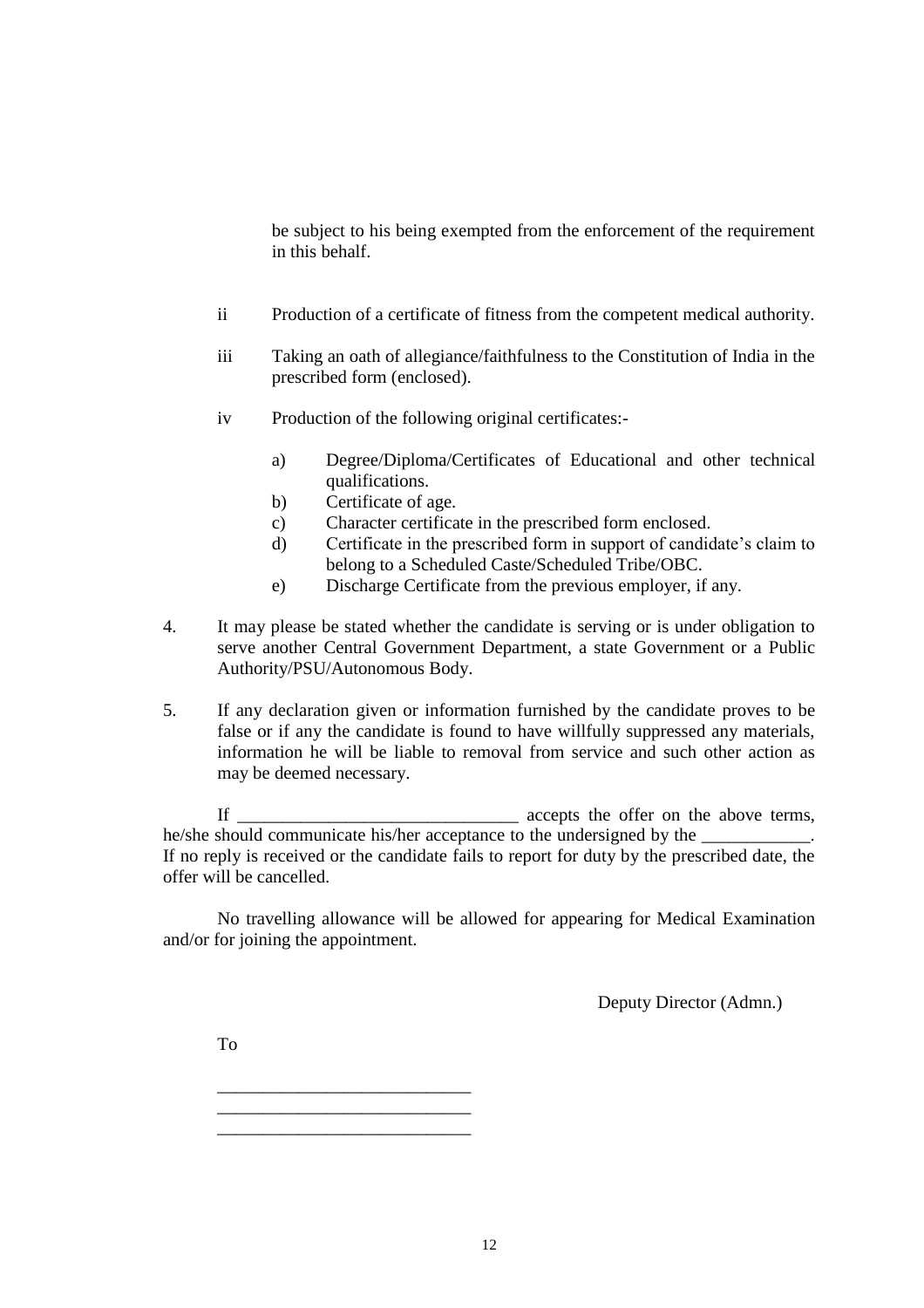be subject to his being exempted from the enforcement of the requirement in this behalf.

ii Production of a certificate of fitness from the competent medical authority.

iii Taking an oath of allegiance/faithfulness to the Constitution of India in the prescribed form (enclosed).

iv Production of the following original certificates:-

a) Degree/Diploma/Certificates of Educational and other technical qualifications.
b) Certificate of age.
c) Character certificate in the prescribed form enclosed.
d) Certificate in the prescribed form in support of candidate's claim to belong to a Scheduled Caste/Scheduled Tribe/OBC.
e) Discharge Certificate from the previous employer, if any.

4. It may please be stated whether the candidate is serving or is under obligation to serve another Central Government Department, a state Government or a Public Authority/PSU/Autonomous Body.

5. If any declaration given or information furnished by the candidate proves to be false or if any the candidate is found to have willfully suppressed any materials, information he will be liable to removal from service and such other action as may be deemed necessary.

If _______________________________ accepts the offer on the above terms, he/she should communicate his/her acceptance to the undersigned by the ____________. If no reply is received or the candidate fails to report for duty by the prescribed date, the offer will be cancelled.

No travelling allowance will be allowed for appearing for Medical Examination and/or for joining the appointment.

Deputy Director (Admn.)

To

____________________________
____________________________
____________________________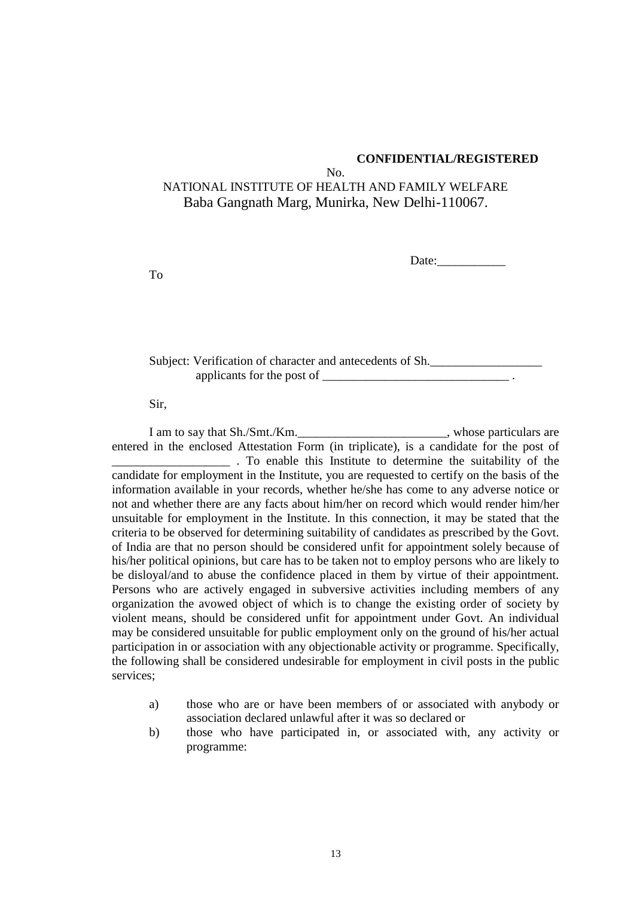**CONFIDENTIAL/REGISTERED**

No.

NATIONAL INSTITUTE OF HEALTH AND FAMILY WELFARE
Baba Gangnath Marg, Munirka, New Delhi-110067.

Date:___________

To

Subject: Verification of character and antecedents of Sh.__________________ applicants for the post of ______________________________ .

Sir,

I am to say that Sh./Smt./Km.________________________, whose particulars are entered in the enclosed Attestation Form (in triplicate), is a candidate for the post of ___________________ . To enable this Institute to determine the suitability of the candidate for employment in the Institute, you are requested to certify on the basis of the information available in your records, whether he/she has come to any adverse notice or not and whether there are any facts about him/her on record which would render him/her unsuitable for employment in the Institute. In this connection, it may be stated that the criteria to be observed for determining suitability of candidates as prescribed by the Govt. of India are that no person should be considered unfit for appointment solely because of his/her political opinions, but care has to be taken not to employ persons who are likely to be disloyal/and to abuse the confidence placed in them by virtue of their appointment. Persons who are actively engaged in subversive activities including members of any organization the avowed object of which is to change the existing order of society by violent means, should be considered unfit for appointment under Govt. An individual may be considered unsuitable for public employment only on the ground of his/her actual participation in or association with any objectionable activity or programme. Specifically, the following shall be considered undesirable for employment in civil posts in the public services;

a) those who are or have been members of or associated with anybody or association declared unlawful after it was so declared or
b) those who have participated in, or associated with, any activity or programme: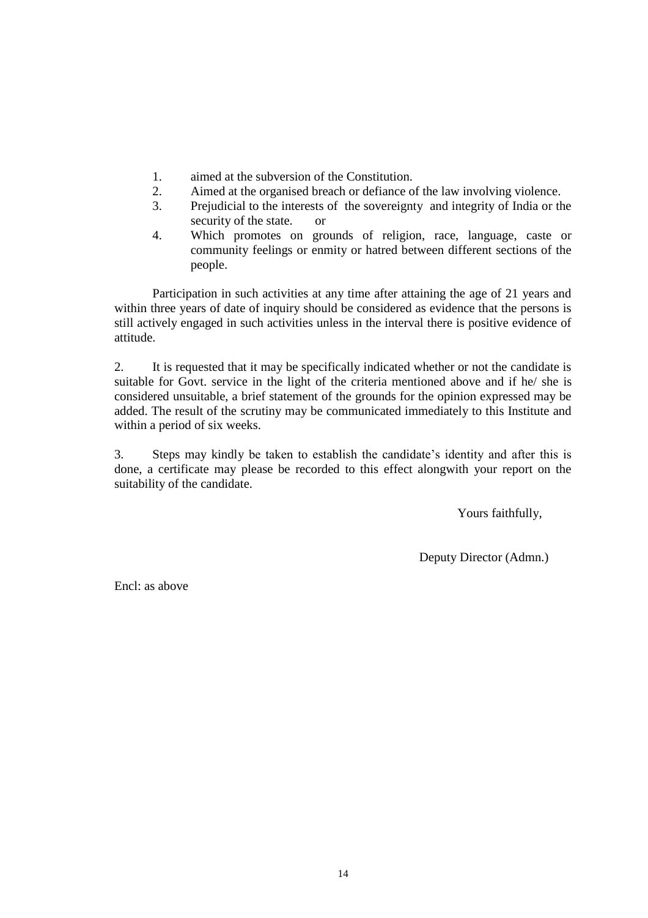1. aimed at the subversion of the Constitution.
2. Aimed at the organised breach or defiance of the law involving violence.
3. Prejudicial to the interests of the sovereignty and integrity of India or the security of the state. or
4. Which promotes on grounds of religion, race, language, caste or community feelings or enmity or hatred between different sections of the people.

Participation in such activities at any time after attaining the age of 21 years and within three years of date of inquiry should be considered as evidence that the persons is still actively engaged in such activities unless in the interval there is positive evidence of attitude.

2. It is requested that it may be specifically indicated whether or not the candidate is suitable for Govt. service in the light of the criteria mentioned above and if he/ she is considered unsuitable, a brief statement of the grounds for the opinion expressed may be added. The result of the scrutiny may be communicated immediately to this Institute and within a period of six weeks.

3. Steps may kindly be taken to establish the candidate's identity and after this is done, a certificate may please be recorded to this effect alongwith your report on the suitability of the candidate.

Yours faithfully,

Deputy Director (Admn.)

Encl: as above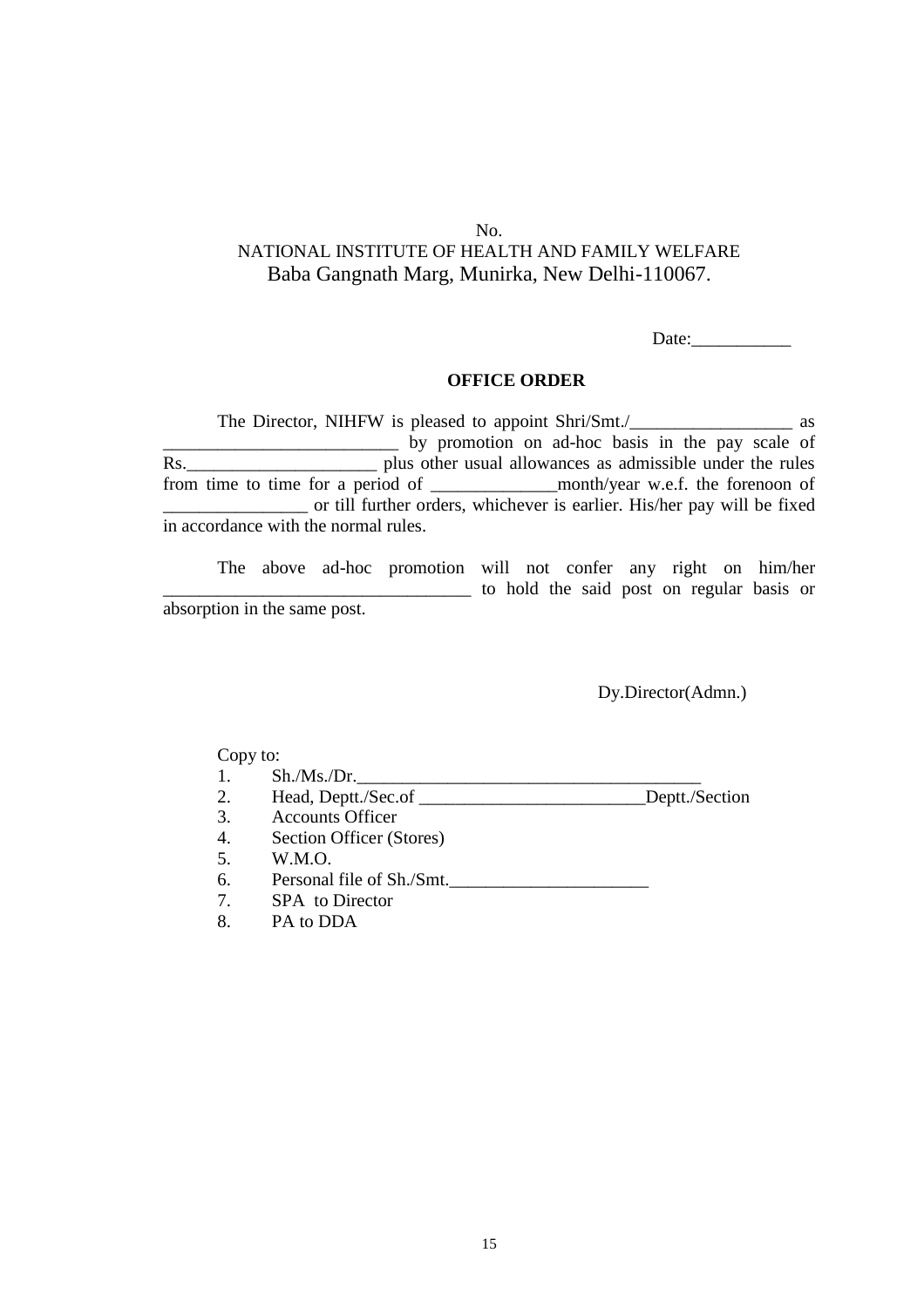No.
NATIONAL INSTITUTE OF HEALTH AND FAMILY WELFARE
Baba Gangnath Marg, Munirka, New Delhi-110067.

Date:___________

**OFFICE ORDER**

The Director, NIHFW is pleased to appoint Shri/Smt./__________________ as _________________________ by promotion on ad-hoc basis in the pay scale of Rs.____________________ plus other usual allowances as admissible under the rules from time to time for a period of ______________month/year w.e.f. the forenoon of ________________ or till further orders, whichever is earlier. His/her pay will be fixed in accordance with the normal rules.

The above ad-hoc promotion will not confer any right on him/her _________________________________ to hold the said post on regular basis or absorption in the same post.

Dy.Director(Admn.)

Copy to:

1. Sh./Ms./Dr.______________________________________
2. Head, Deptt./Sec.of _________________________Deptt./Section
3. Accounts Officer
4. Section Officer (Stores)
5. W.M.O.
6. Personal file of Sh./Smt.______________________
7. SPA to Director
8. PA to DDA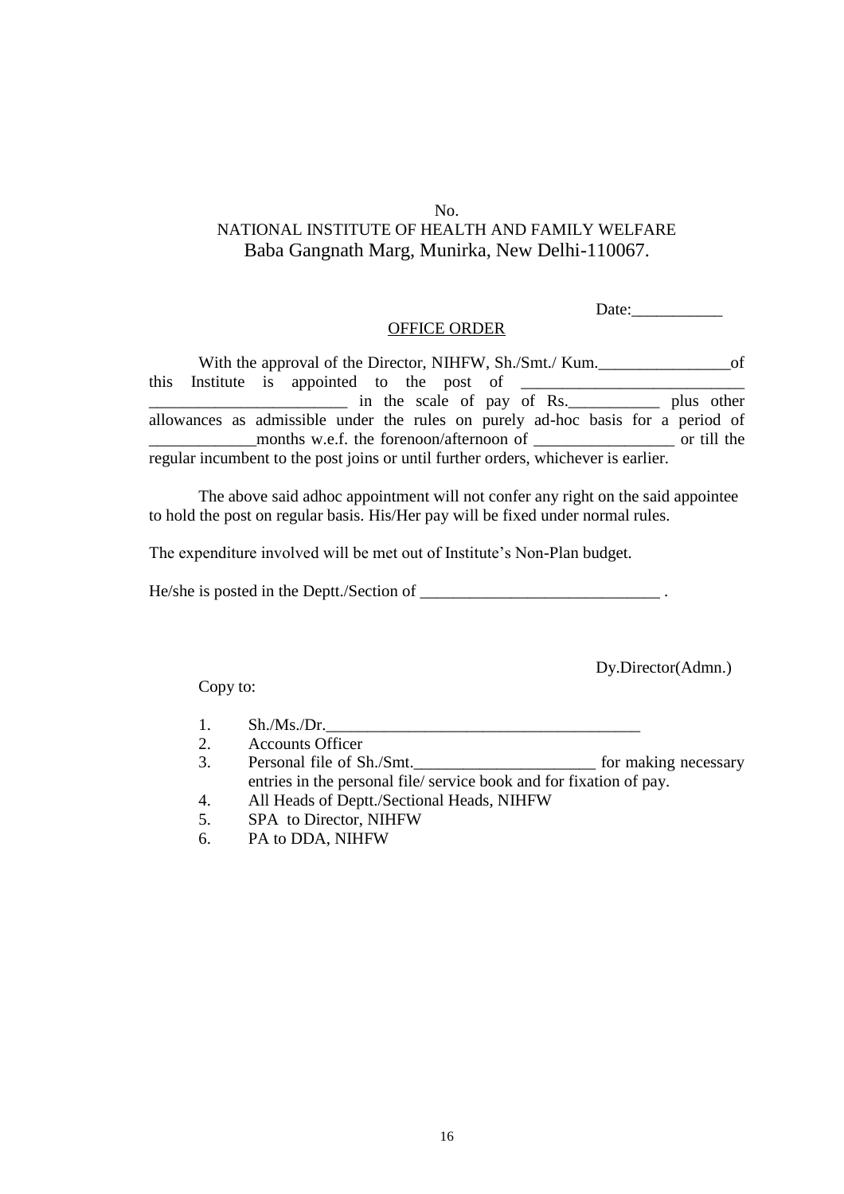No.

NATIONAL INSTITUTE OF HEALTH AND FAMILY WELFARE
Baba Gangnath Marg, Munirka, New Delhi-110067.

Date:___________

OFFICE ORDER

With the approval of the Director, NIHFW, Sh./Smt./ Kum.________________of this Institute is appointed to the post of __________________________ ________________________ in the scale of pay of Rs.___________ plus other allowances as admissible under the rules on purely ad-hoc basis for a period of _____________months w.e.f. the forenoon/afternoon of _________________ or till the regular incumbent to the post joins or until further orders, whichever is earlier.

The above said adhoc appointment will not confer any right on the said appointee to hold the post on regular basis. His/Her pay will be fixed under normal rules.

The expenditure involved will be met out of Institute's Non-Plan budget.

He/she is posted in the Deptt./Section of _____________________________ .

Dy.Director(Admn.)

Copy to:

1. Sh./Ms./Dr.______________________________________
2. Accounts Officer
3. Personal file of Sh./Smt.______________________ for making necessary entries in the personal file/ service book and for fixation of pay.
4. All Heads of Deptt./Sectional Heads, NIHFW
5. SPA to Director, NIHFW
6. PA to DDA, NIHFW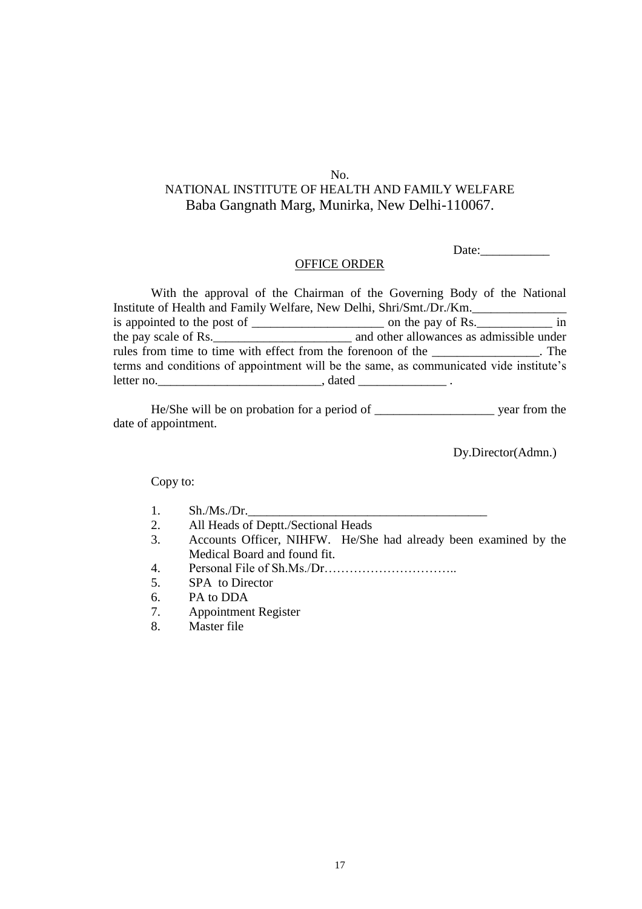No.

NATIONAL INSTITUTE OF HEALTH AND FAMILY WELFARE

Baba Gangnath Marg, Munirka, New Delhi-110067.

Date:___________

OFFICE ORDER

With the approval of the Chairman of the Governing Body of the National Institute of Health and Family Welfare, New Delhi, Shri/Smt./Dr./Km._______________ is appointed to the post of _____________________ on the pay of Rs.____________ in the pay scale of Rs.______________________ and other allowances as admissible under rules from time to time with effect from the forenoon of the _________________. The terms and conditions of appointment will be the same, as communicated vide institute's letter no.__________________________, dated ______________ .

He/She will be on probation for a period of ___________________ year from the date of appointment.

Dy.Director(Admn.)

Copy to:

1. Sh./Ms./Dr.______________________________________
2. All Heads of Deptt./Sectional Heads
3. Accounts Officer, NIHFW. He/She had already been examined by the Medical Board and found fit.
4. Personal File of Sh.Ms./Dr…………………………..
5. SPA to Director
6. PA to DDA
7. Appointment Register
8. Master file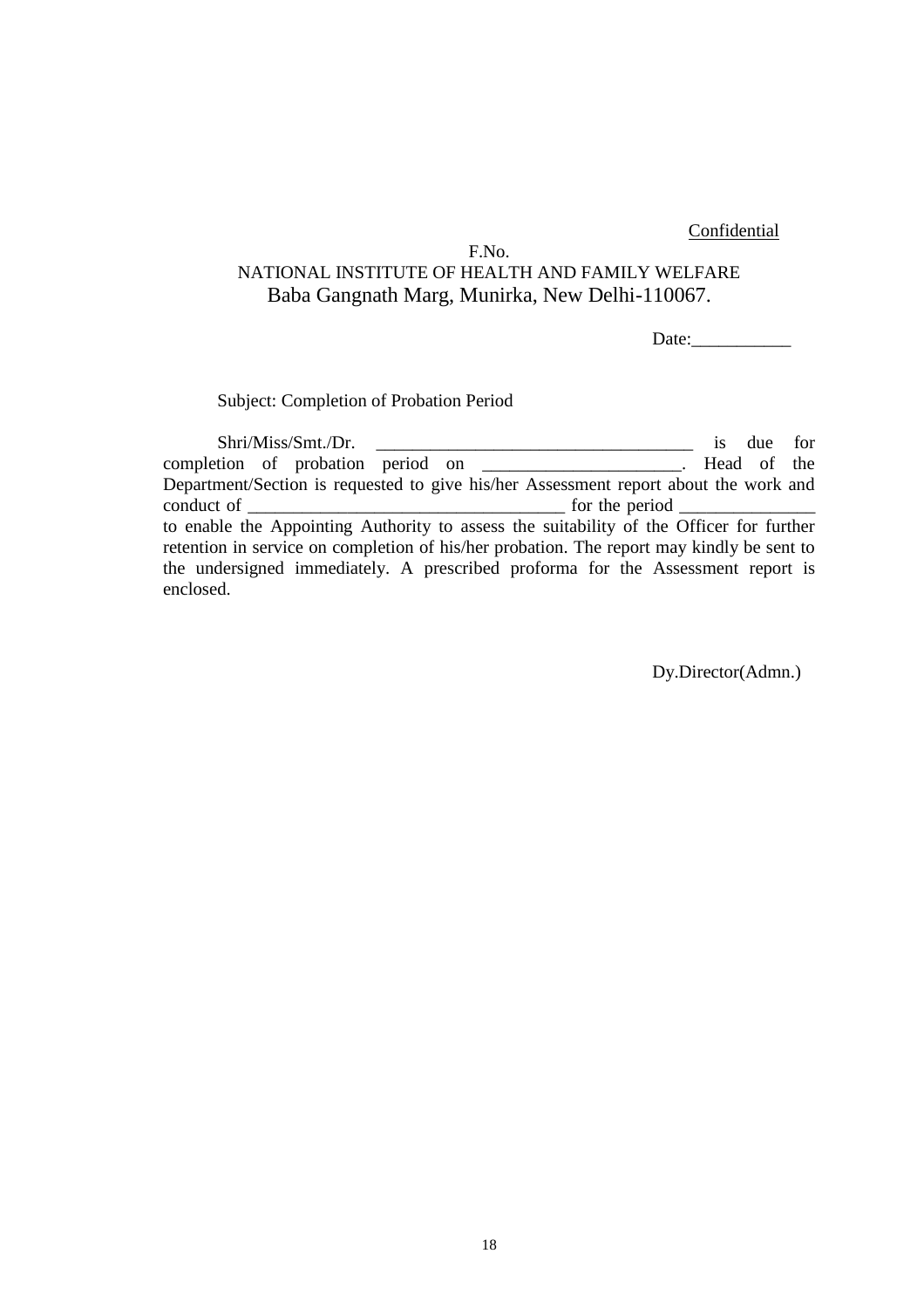Confidential

F.No.

NATIONAL INSTITUTE OF HEALTH AND FAMILY WELFARE

Baba Gangnath Marg, Munirka, New Delhi-110067.

Date:___________

Subject: Completion of Probation Period

Shri/Miss/Smt./Dr. ___________________________________ is due for completion of probation period on ______________________. Head of the Department/Section is requested to give his/her Assessment report about the work and conduct of ___________________________________ for the period _______________ to enable the Appointing Authority to assess the suitability of the Officer for further retention in service on completion of his/her probation. The report may kindly be sent to the undersigned immediately. A prescribed proforma for the Assessment report is enclosed.

Dy.Director(Admn.)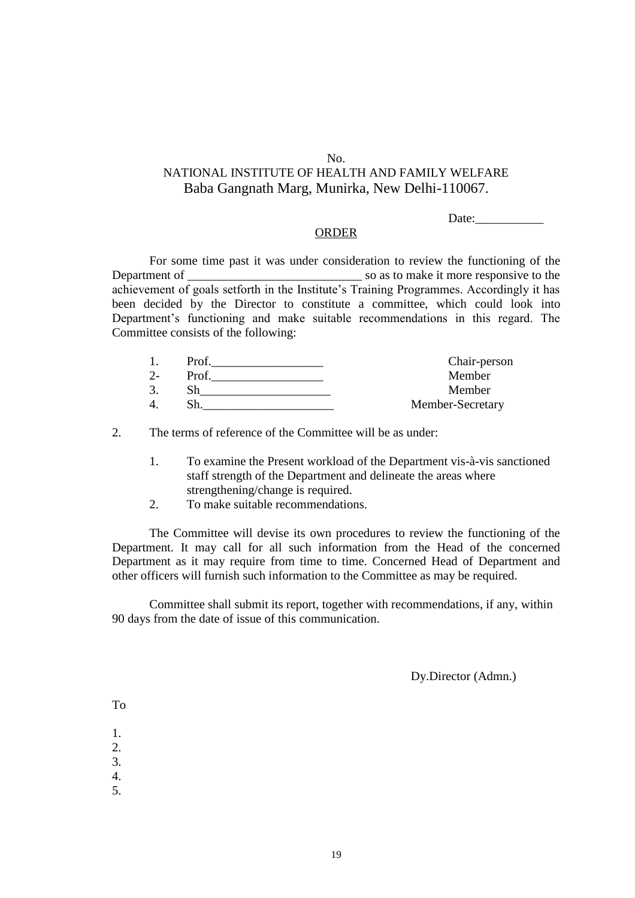No.

NATIONAL INSTITUTE OF HEALTH AND FAMILY WELFARE

Baba Gangnath Marg, Munirka, New Delhi-110067.

Date:___________

ORDER

For some time past it was under consideration to review the functioning of the Department of ____________________________ so as to make it more responsive to the achievement of goals setforth in the Institute's Training Programmes. Accordingly it has been decided by the Director to constitute a committee, which could look into Department's functioning and make suitable recommendations in this regard. The Committee consists of the following:

| | | |
|---|---|---|
| 1. | Prof.__________________ | Chair-person |
| 2- | Prof.__________________ | Member |
| 3. | Sh_____________________ | Member |
| 4. | Sh._____________________ | Member-Secretary |

2. The terms of reference of the Committee will be as under:

   1. To examine the Present workload of the Department vis-à-vis sanctioned staff strength of the Department and delineate the areas where strengthening/change is required.
   2. To make suitable recommendations.

The Committee will devise its own procedures to review the functioning of the Department. It may call for all such information from the Head of the concerned Department as it may require from time to time. Concerned Head of Department and other officers will furnish such information to the Committee as may be required.

Committee shall submit its report, together with recommendations, if any, within 90 days from the date of issue of this communication.

Dy.Director (Admn.)

To

1.
2.
3.
4.
5.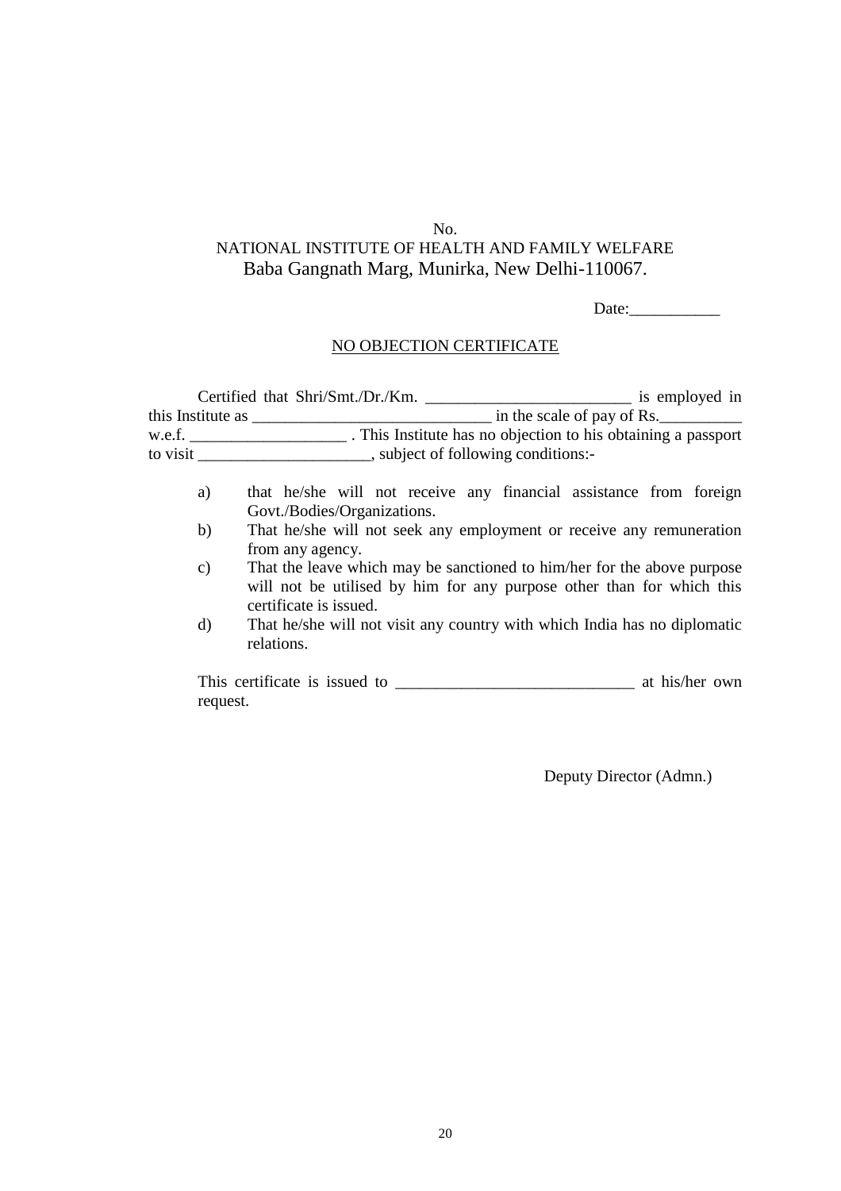No.

NATIONAL INSTITUTE OF HEALTH AND FAMILY WELFARE

Baba Gangnath Marg, Munirka, New Delhi-110067.

Date:___________

NO OBJECTION CERTIFICATE

Certified that Shri/Smt./Dr./Km. _________________________ is employed in this Institute as _____________________________ in the scale of pay of Rs.__________ w.e.f. ___________________ . This Institute has no objection to his obtaining a passport to visit _____________________, subject of following conditions:-

a) that he/she will not receive any financial assistance from foreign Govt./Bodies/Organizations.

b) That he/she will not seek any employment or receive any remuneration from any agency.

c) That the leave which may be sanctioned to him/her for the above purpose will not be utilised by him for any purpose other than for which this certificate is issued.

d) That he/she will not visit any country with which India has no diplomatic relations.

This certificate is issued to _____________________________ at his/her own request.

Deputy Director (Admn.)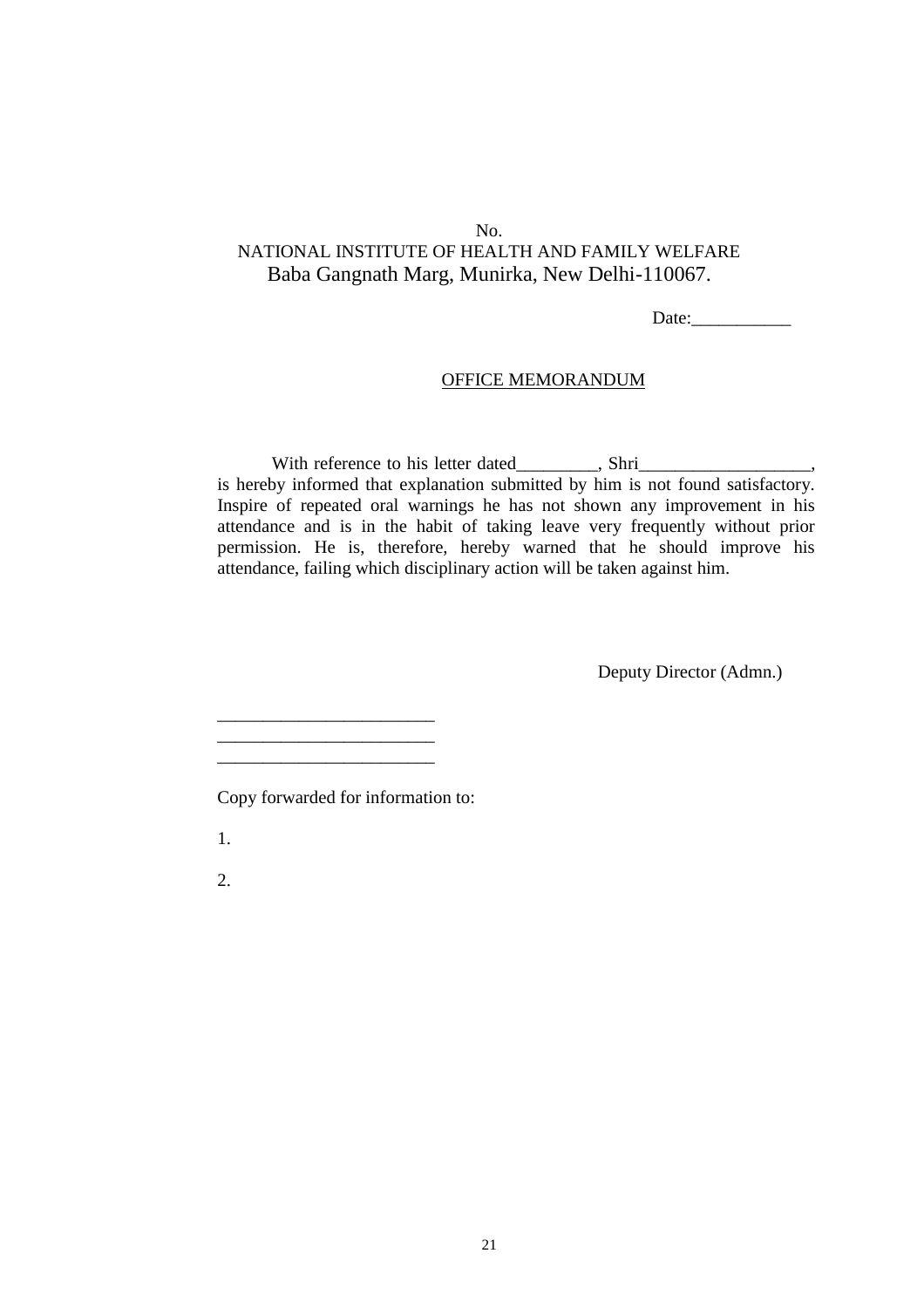No.

NATIONAL INSTITUTE OF HEALTH AND FAMILY WELFARE

Baba Gangnath Marg, Munirka, New Delhi-110067.

Date:___________

OFFICE MEMORANDUM

With reference to his letter dated_________, Shri___________________, is hereby informed that explanation submitted by him is not found satisfactory. Inspire of repeated oral warnings he has not shown any improvement in his attendance and is in the habit of taking leave very frequently without prior permission. He is, therefore, hereby warned that he should improve his attendance, failing which disciplinary action will be taken against him.

Deputy Director (Admn.)

________________________
________________________
________________________

Copy forwarded for information to:

1.

2.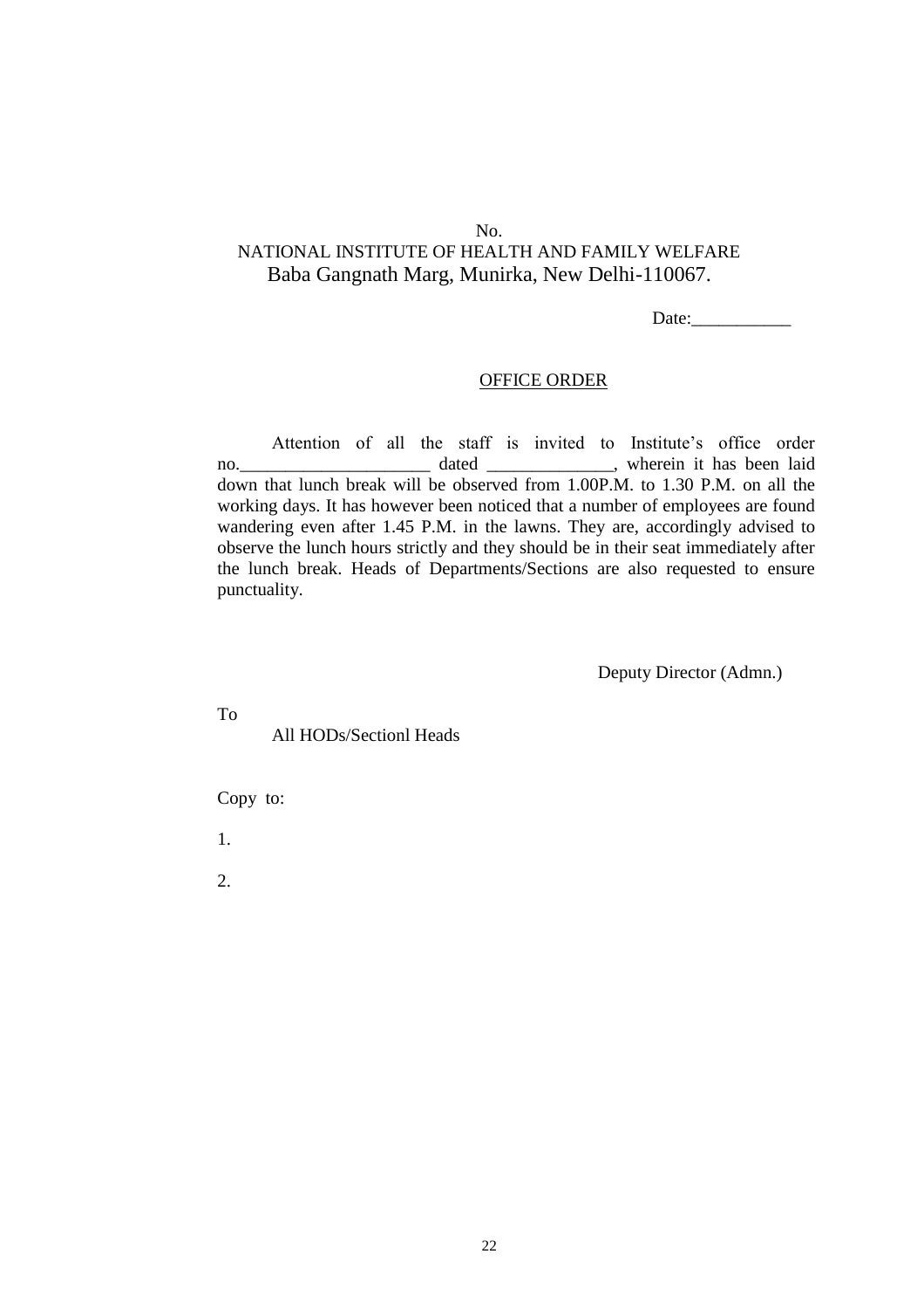No.

NATIONAL INSTITUTE OF HEALTH AND FAMILY WELFARE

Baba Gangnath Marg, Munirka, New Delhi-110067.

Date:___________

OFFICE ORDER

Attention of all the staff is invited to Institute's office order no.____________________ dated ______________, wherein it has been laid down that lunch break will be observed from 1.00P.M. to 1.30 P.M. on all the working days. It has however been noticed that a number of employees are found wandering even after 1.45 P.M. in the lawns. They are, accordingly advised to observe the lunch hours strictly and they should be in their seat immediately after the lunch break. Heads of Departments/Sections are also requested to ensure punctuality.

Deputy Director (Admn.)

To

All HODs/Sectionl Heads

Copy to:

1.

2.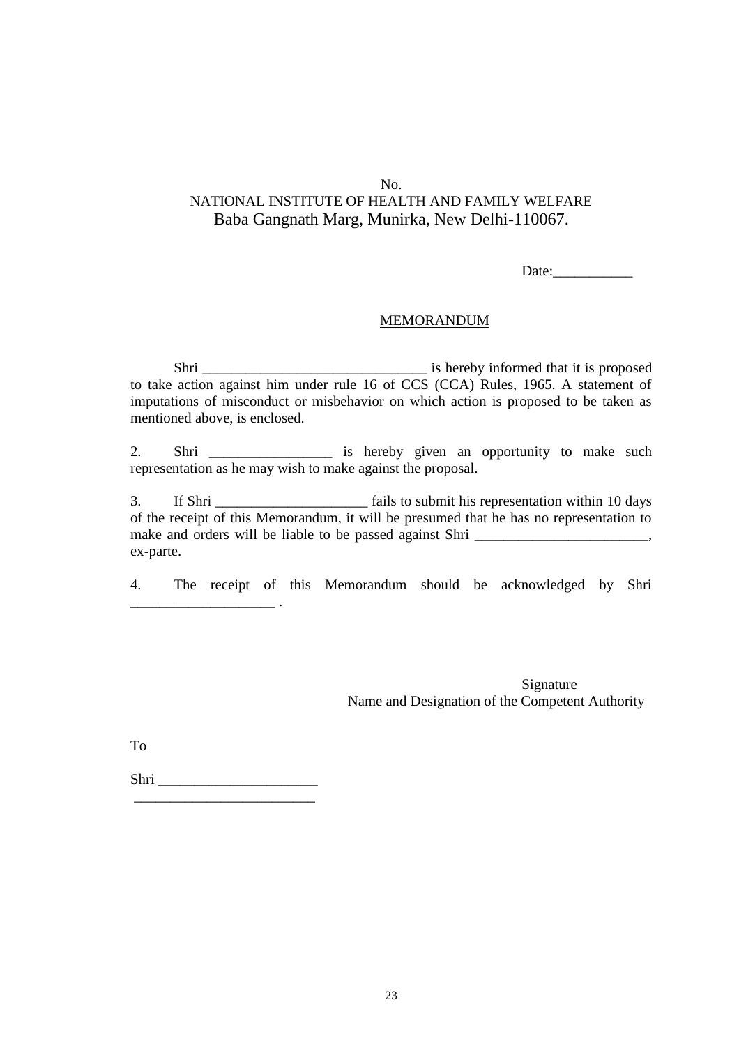No.
NATIONAL INSTITUTE OF HEALTH AND FAMILY WELFARE
Baba Gangnath Marg, Munirka, New Delhi-110067.

Date:___________

MEMORANDUM

Shri _______________________________ is hereby informed that it is proposed to take action against him under rule 16 of CCS (CCA) Rules, 1965. A statement of imputations of misconduct or misbehavior on which action is proposed to be taken as mentioned above, is enclosed.

2. Shri _________________ is hereby given an opportunity to make such representation as he may wish to make against the proposal.

3. If Shri _____________________ fails to submit his representation within 10 days of the receipt of this Memorandum, it will be presumed that he has no representation to make and orders will be liable to be passed against Shri ________________________, ex-parte.

4. The receipt of this Memorandum should be acknowledged by Shri ____________________ .

Signature
Name and Designation of the Competent Authority

To

Shri ______________________
_________________________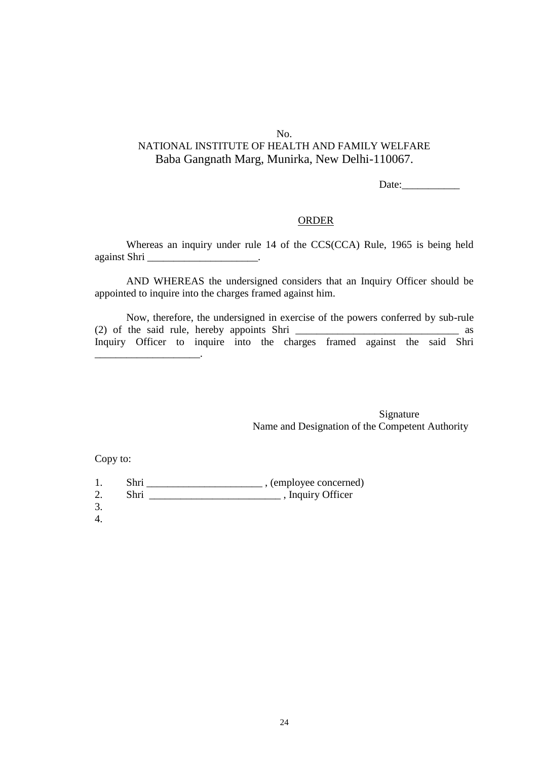No.

NATIONAL INSTITUTE OF HEALTH AND FAMILY WELFARE

Baba Gangnath Marg, Munirka, New Delhi-110067.

Date:___________

## ORDER

Whereas an inquiry under rule 14 of the CCS(CCA) Rule, 1965 is being held against Shri _____________________.

AND WHEREAS the undersigned considers that an Inquiry Officer should be appointed to inquire into the charges framed against him.

Now, therefore, the undersigned in exercise of the powers conferred by sub-rule (2) of the said rule, hereby appoints Shri _______________________________ as Inquiry Officer to inquire into the charges framed against the said Shri ____________________.

Signature

Name and Designation of the Competent Authority

Copy to:

1. Shri ______________________ , (employee concerned)
2. Shri _________________________ , Inquiry Officer
3.
4.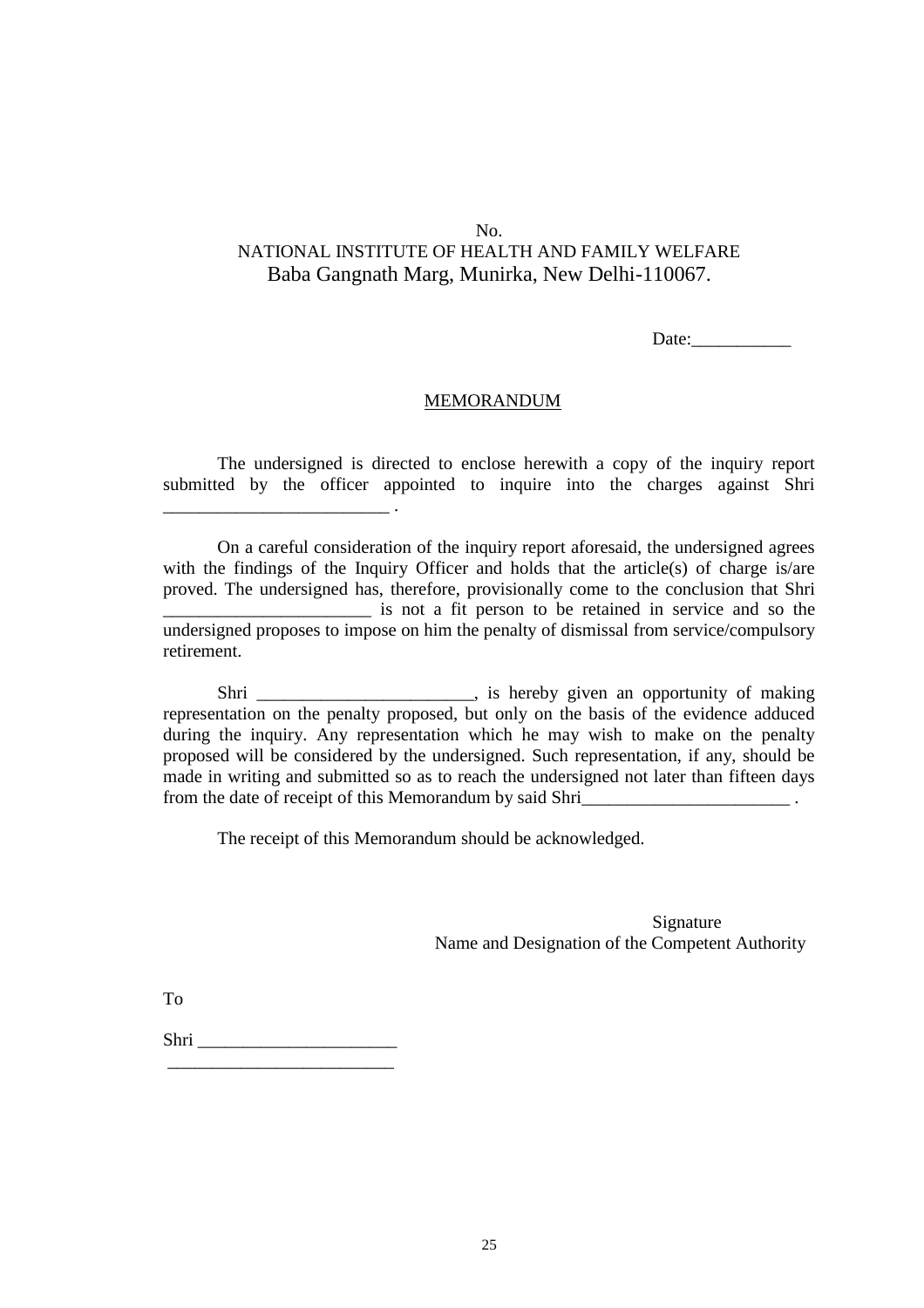No.
NATIONAL INSTITUTE OF HEALTH AND FAMILY WELFARE
Baba Gangnath Marg, Munirka, New Delhi-110067.

Date:___________

MEMORANDUM

The undersigned is directed to enclose herewith a copy of the inquiry report submitted by the officer appointed to inquire into the charges against Shri ________________________ .

On a careful consideration of the inquiry report aforesaid, the undersigned agrees with the findings of the Inquiry Officer and holds that the article(s) of charge is/are proved. The undersigned has, therefore, provisionally come to the conclusion that Shri _______________________ is not a fit person to be retained in service and so the undersigned proposes to impose on him the penalty of dismissal from service/compulsory retirement.

Shri ________________________, is hereby given an opportunity of making representation on the penalty proposed, but only on the basis of the evidence adduced during the inquiry. Any representation which he may wish to make on the penalty proposed will be considered by the undersigned. Such representation, if any, should be made in writing and submitted so as to reach the undersigned not later than fifteen days from the date of receipt of this Memorandum by said Shri_______________________ .

The receipt of this Memorandum should be acknowledged.

Signature
Name and Designation of the Competent Authority

To

Shri ______________________
_________________________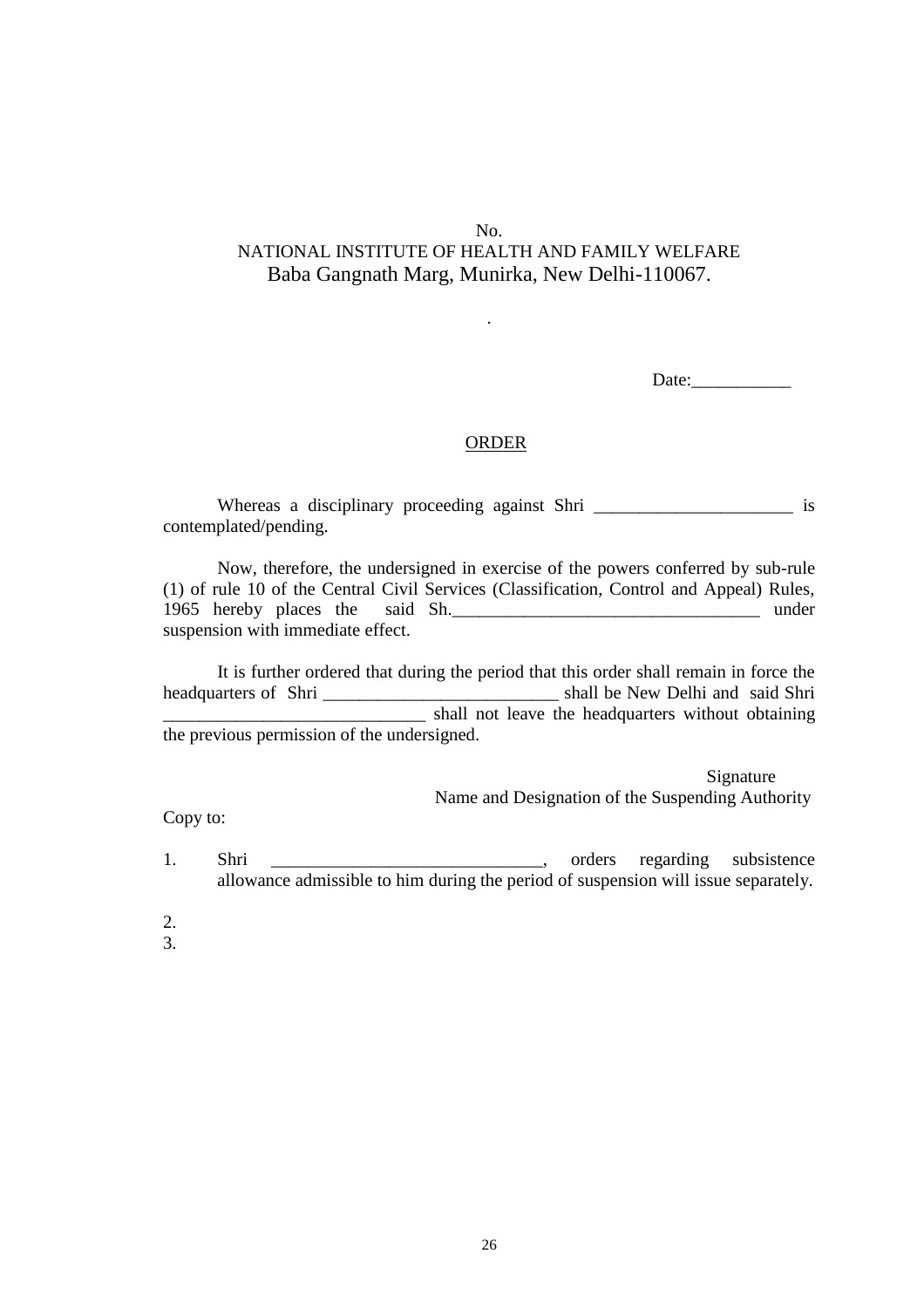No.
NATIONAL INSTITUTE OF HEALTH AND FAMILY WELFARE
Baba Gangnath Marg, Munirka, New Delhi-110067.

.

Date:___________

ORDER

Whereas a disciplinary proceeding against Shri ______________________ is contemplated/pending.

Now, therefore, the undersigned in exercise of the powers conferred by sub-rule (1) of rule 10 of the Central Civil Services (Classification, Control and Appeal) Rules, 1965 hereby places the said Sh.__________________________________ under suspension with immediate effect.

It is further ordered that during the period that this order shall remain in force the headquarters of Shri __________________________ shall be New Delhi and said Shri _____________________________ shall not leave the headquarters without obtaining the previous permission of the undersigned.

Signature
Name and Designation of the Suspending Authority

Copy to:

1. Shri ______________________________, orders regarding subsistence allowance admissible to him during the period of suspension will issue separately.
2.
3.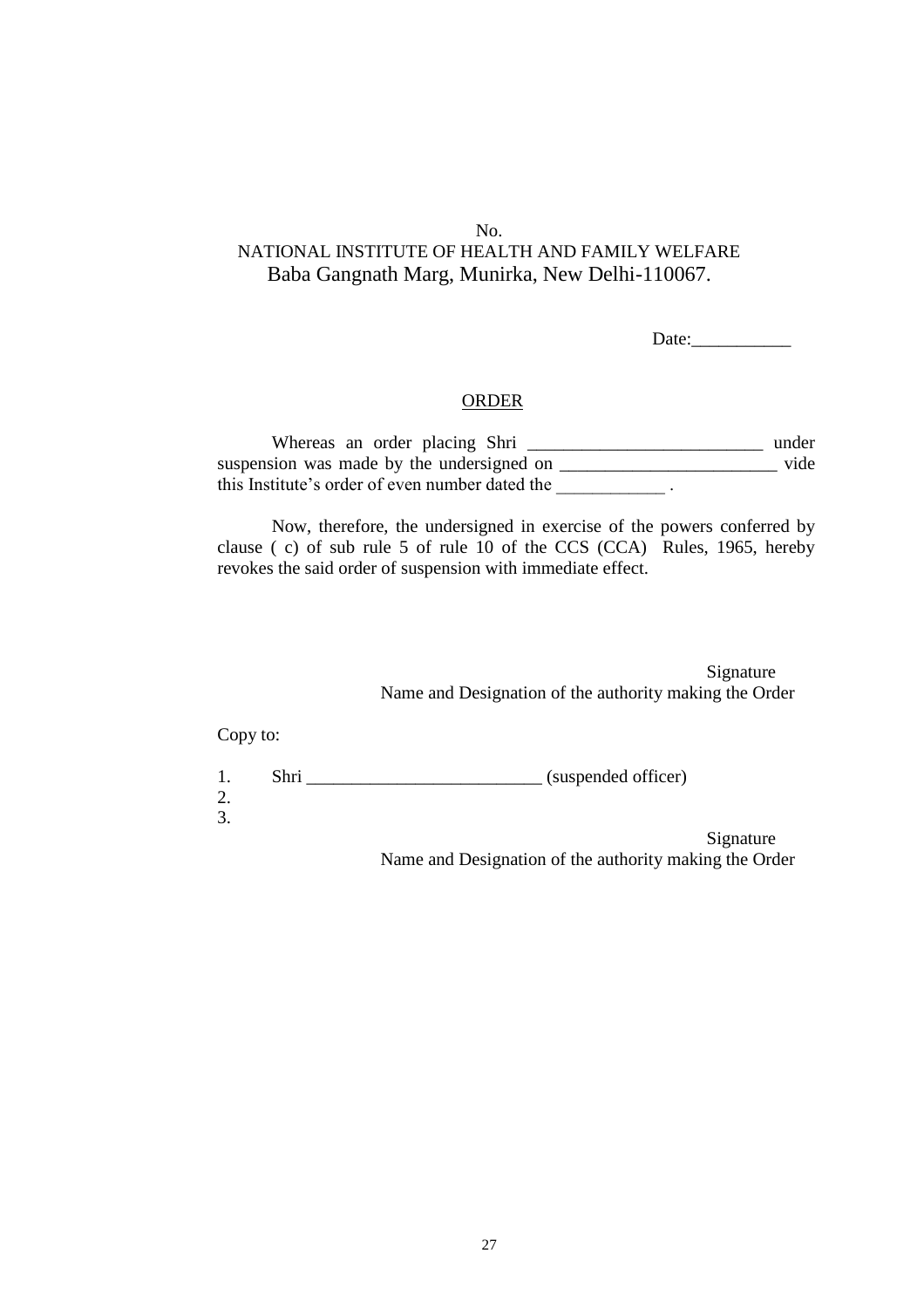No.

NATIONAL INSTITUTE OF HEALTH AND FAMILY WELFARE

Baba Gangnath Marg, Munirka, New Delhi-110067.

Date:___________

## ORDER

Whereas an order placing Shri __________________________ under suspension was made by the undersigned on ________________________ vide this Institute's order of even number dated the ____________ .

Now, therefore, the undersigned in exercise of the powers conferred by clause ( c) of sub rule 5 of rule 10 of the CCS (CCA) Rules, 1965, hereby revokes the said order of suspension with immediate effect.

Signature

Name and Designation of the authority making the Order

Copy to:

1. Shri __________________________ (suspended officer)
2.
3.

Signature

Name and Designation of the authority making the Order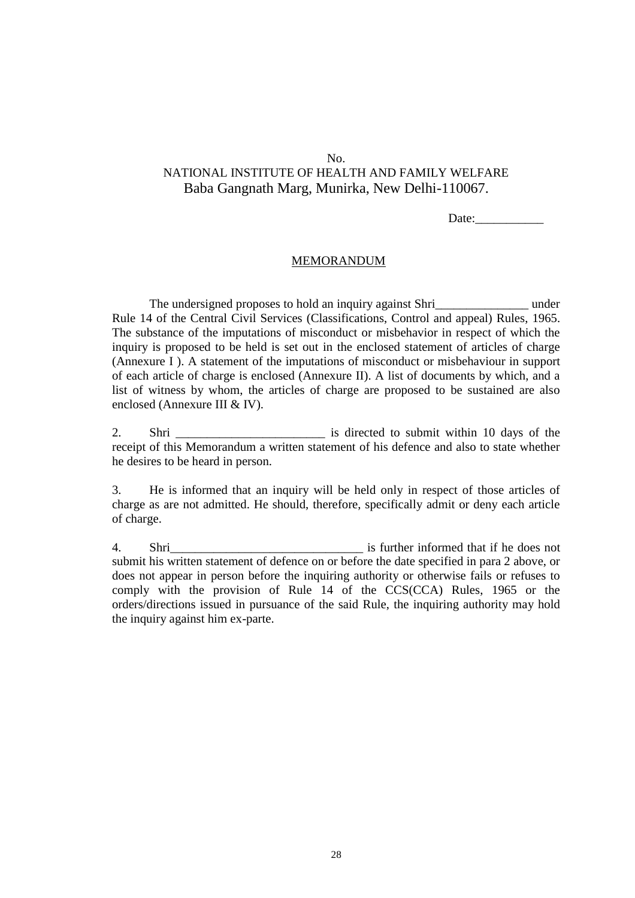No.

NATIONAL INSTITUTE OF HEALTH AND FAMILY WELFARE
Baba Gangnath Marg, Munirka, New Delhi-110067.

Date:___________

MEMORANDUM

The undersigned proposes to hold an inquiry against Shri_______________ under Rule 14 of the Central Civil Services (Classifications, Control and appeal) Rules, 1965. The substance of the imputations of misconduct or misbehavior in respect of which the inquiry is proposed to be held is set out in the enclosed statement of articles of charge (Annexure I ). A statement of the imputations of misconduct or misbehaviour in support of each article of charge is enclosed (Annexure II). A list of documents by which, and a list of witness by whom, the articles of charge are proposed to be sustained are also enclosed (Annexure III & IV).

2. Shri ________________________ is directed to submit within 10 days of the receipt of this Memorandum a written statement of his defence and also to state whether he desires to be heard in person.

3. He is informed that an inquiry will be held only in respect of those articles of charge as are not admitted. He should, therefore, specifically admit or deny each article of charge.

4. Shri_______________________________ is further informed that if he does not submit his written statement of defence on or before the date specified in para 2 above, or does not appear in person before the inquiring authority or otherwise fails or refuses to comply with the provision of Rule 14 of the CCS(CCA) Rules, 1965 or the orders/directions issued in pursuance of the said Rule, the inquiring authority may hold the inquiry against him ex-parte.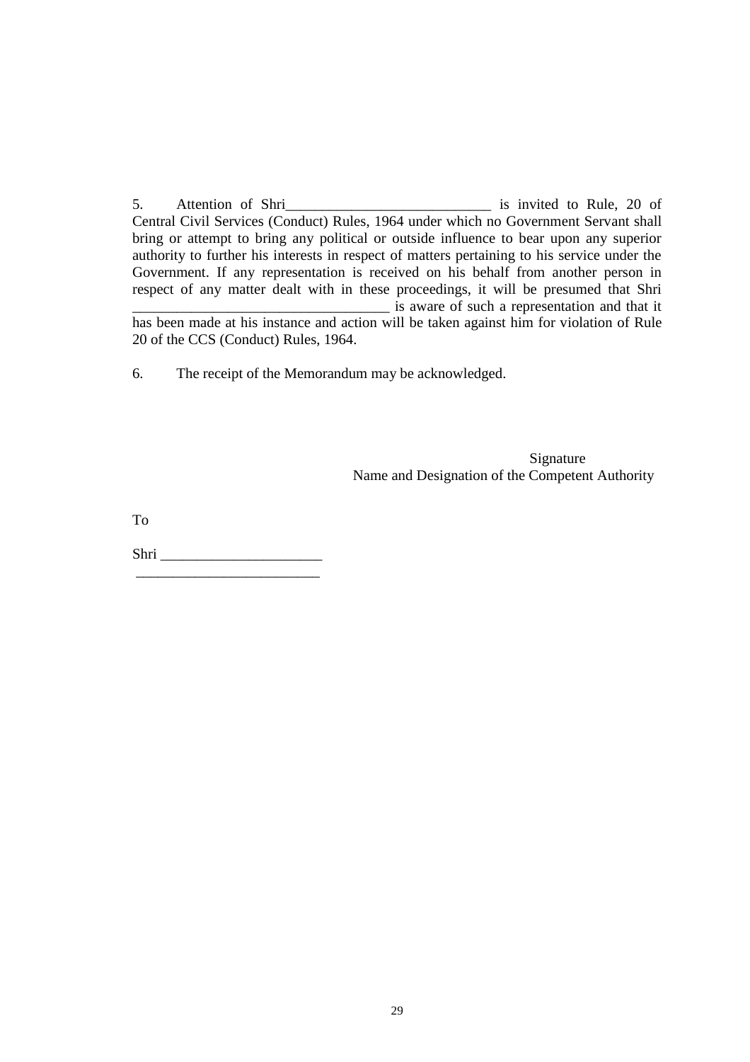5. Attention of Shri____________________________ is invited to Rule, 20 of Central Civil Services (Conduct) Rules, 1964 under which no Government Servant shall bring or attempt to bring any political or outside influence to bear upon any superior authority to further his interests in respect of matters pertaining to his service under the Government. If any representation is received on his behalf from another person in respect of any matter dealt with in these proceedings, it will be presumed that Shri __________________________________ is aware of such a representation and that it has been made at his instance and action will be taken against him for violation of Rule 20 of the CCS (Conduct) Rules, 1964.

6. The receipt of the Memorandum may be acknowledged.

Signature
Name and Designation of the Competent Authority

To

Shri _____________________
_________________________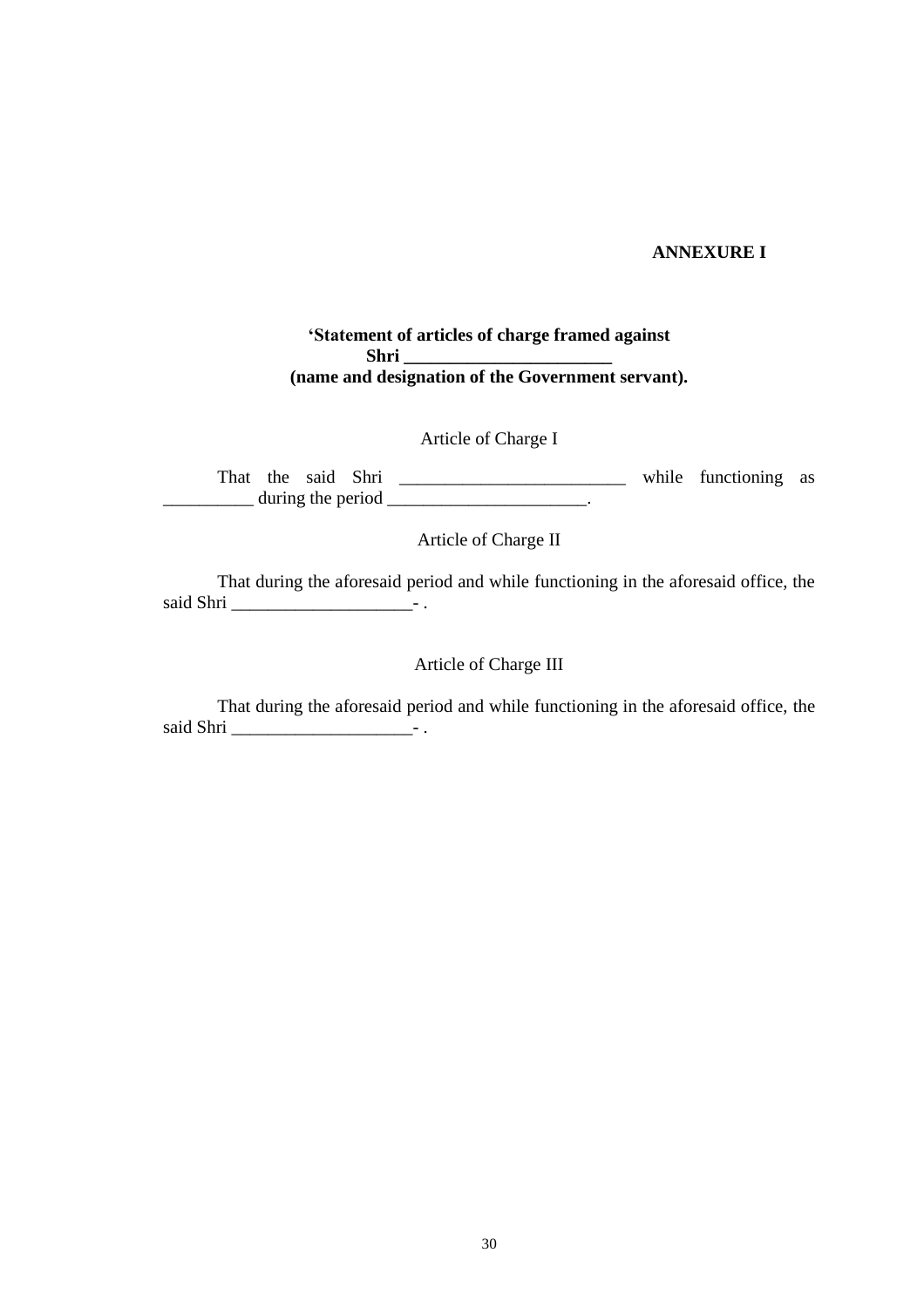**ANNEXURE I**

**'Statement of articles of charge framed against**
**Shri _______________________**
**(name and designation of the Government servant).**

Article of Charge I

That the said Shri _________________________ while functioning as __________ during the period ______________________.

Article of Charge II

That during the aforesaid period and while functioning in the aforesaid office, the said Shri ____________________- .

Article of Charge III

That during the aforesaid period and while functioning in the aforesaid office, the said Shri ____________________- .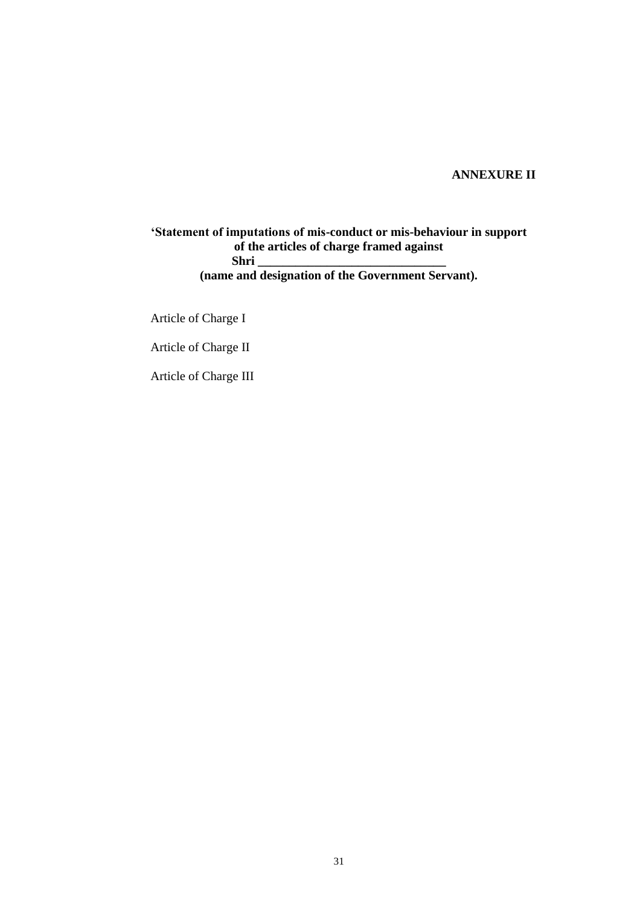**ANNEXURE II**

**'Statement of imputations of mis-conduct or mis-behaviour in support of the articles of charge framed against Shri ______________________________ (name and designation of the Government Servant).**

Article of Charge I

Article of Charge II

Article of Charge III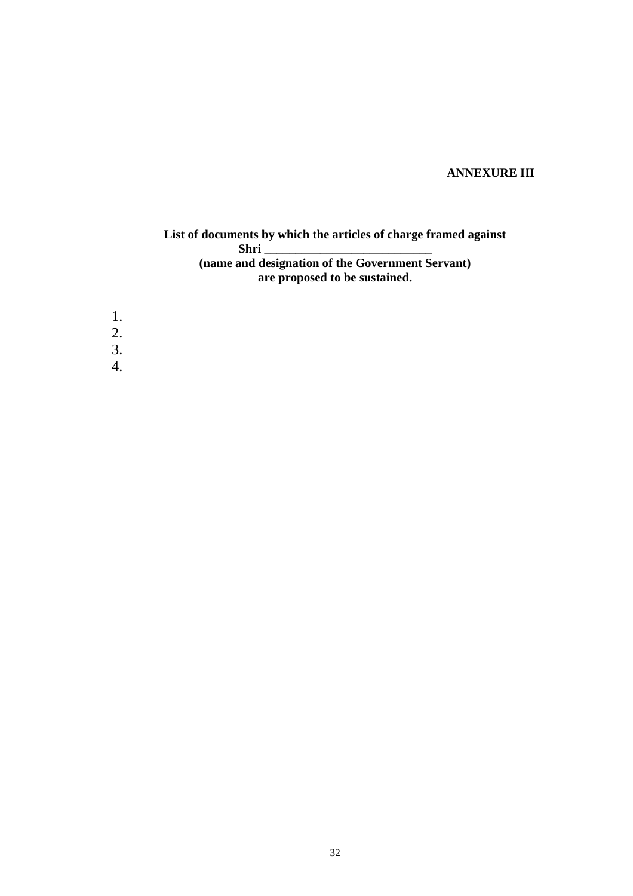**ANNEXURE III**

**List of documents by which the articles of charge framed against Shri ___________________________ (name and designation of the Government Servant) are proposed to be sustained.**

1.
2.
3.
4.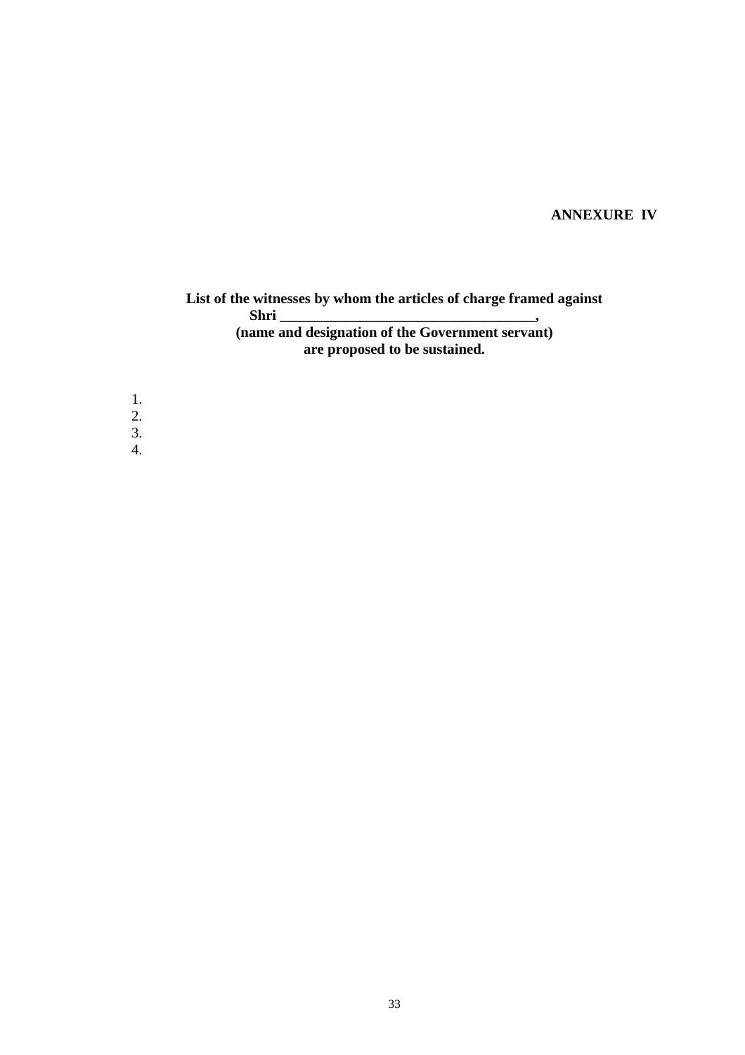**ANNEXURE IV**

**List of the witnesses by whom the articles of charge framed against Shri \_\_\_\_\_\_\_\_\_\_\_\_\_\_\_\_\_\_\_\_\_\_\_\_\_\_\_\_\_\_\_\_\_\_\_,**
**(name and designation of the Government servant)**
**are proposed to be sustained.**

1.
2.
3.
4.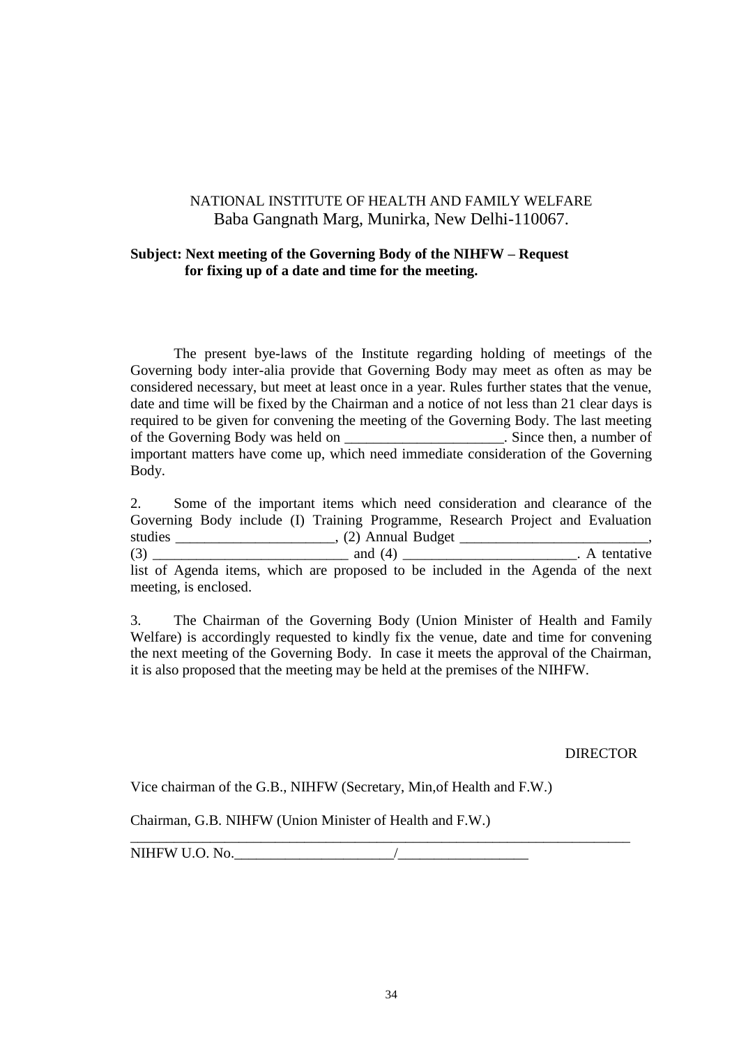NATIONAL INSTITUTE OF HEALTH AND FAMILY WELFARE
Baba Gangnath Marg, Munirka, New Delhi-110067.

**Subject: Next meeting of the Governing Body of the NIHFW – Request for fixing up of a date and time for the meeting.**

The present bye-laws of the Institute regarding holding of meetings of the Governing body inter-alia provide that Governing Body may meet as often as may be considered necessary, but meet at least once in a year. Rules further states that the venue, date and time will be fixed by the Chairman and a notice of not less than 21 clear days is required to be given for convening the meeting of the Governing Body. The last meeting of the Governing Body was held on ______________________. Since then, a number of important matters have come up, which need immediate consideration of the Governing Body.

2. Some of the important items which need consideration and clearance of the Governing Body include (I) Training Programme, Research Project and Evaluation studies ______________________, (2) Annual Budget __________________________, (3) __________________________ and (4) ________________________. A tentative list of Agenda items, which are proposed to be included in the Agenda of the next meeting, is enclosed.

3. The Chairman of the Governing Body (Union Minister of Health and Family Welfare) is accordingly requested to kindly fix the venue, date and time for convening the next meeting of the Governing Body. In case it meets the approval of the Chairman, it is also proposed that the meeting may be held at the premises of the NIHFW.

DIRECTOR

Vice chairman of the G.B., NIHFW (Secretary, Min,of Health and F.W.)

Chairman, G.B. NIHFW (Union Minister of Health and F.W.)

---

NIHFW U.O. No.______________________/__________________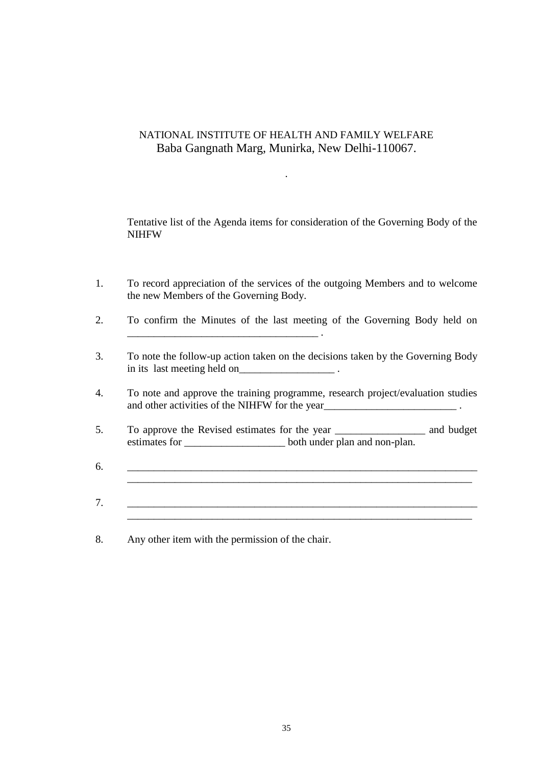NATIONAL INSTITUTE OF HEALTH AND FAMILY WELFARE
Baba Gangnath Marg, Munirka, New Delhi-110067.

.

Tentative list of the Agenda items for consideration of the Governing Body of the NIHFW

1. To record appreciation of the services of the outgoing Members and to welcome the new Members of the Governing Body.

2. To confirm the Minutes of the last meeting of the Governing Body held on ___________________________________ .

3. To note the follow-up action taken on the decisions taken by the Governing Body in its last meeting held on__________________ .

4. To note and approve the training programme, research project/evaluation studies and other activities of the NIHFW for the year_________________________ .

5. To approve the Revised estimates for the year _________________ and budget estimates for ___________________ both under plan and non-plan.

6. _____________________________________________________________________
_____________________________________________________________________

7. _____________________________________________________________________
_____________________________________________________________________

8. Any other item with the permission of the chair.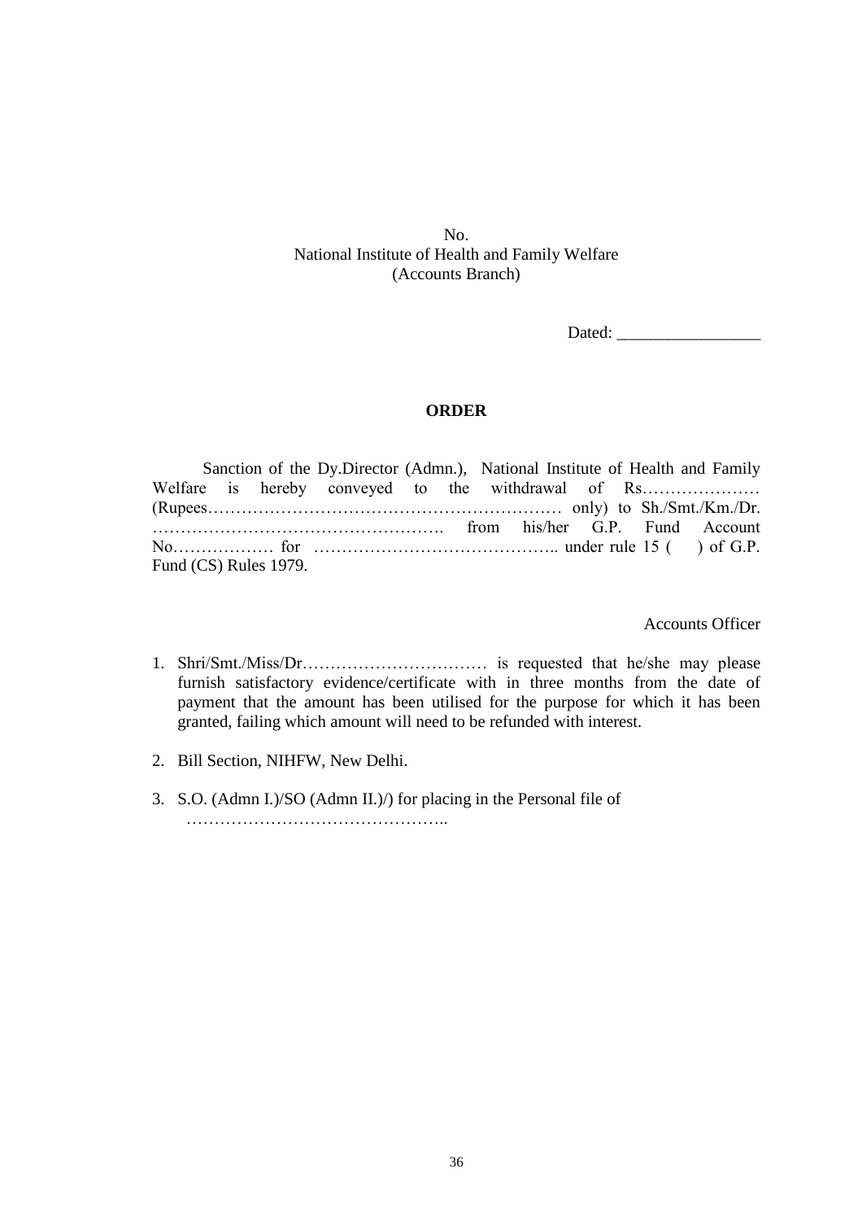No.
National Institute of Health and Family Welfare
(Accounts Branch)

Dated: _________________

**ORDER**

Sanction of the Dy.Director (Admn.), National Institute of Health and Family Welfare is hereby conveyed to the withdrawal of Rs………………… (Rupees……………………………………………………… only) to Sh./Smt./Km./Dr. ……………………………………………. from his/her G.P. Fund Account No……………… for …………………………………….. under rule 15 ( ) of G.P. Fund (CS) Rules 1979.

Accounts Officer

1. Shri/Smt./Miss/Dr…………………………… is requested that he/she may please furnish satisfactory evidence/certificate with in three months from the date of payment that the amount has been utilised for the purpose for which it has been granted, failing which amount will need to be refunded with interest.

2. Bill Section, NIHFW, New Delhi.

3. S.O. (Admn I.)/SO (Admn II.)/) for placing in the Personal file of ………………………………………..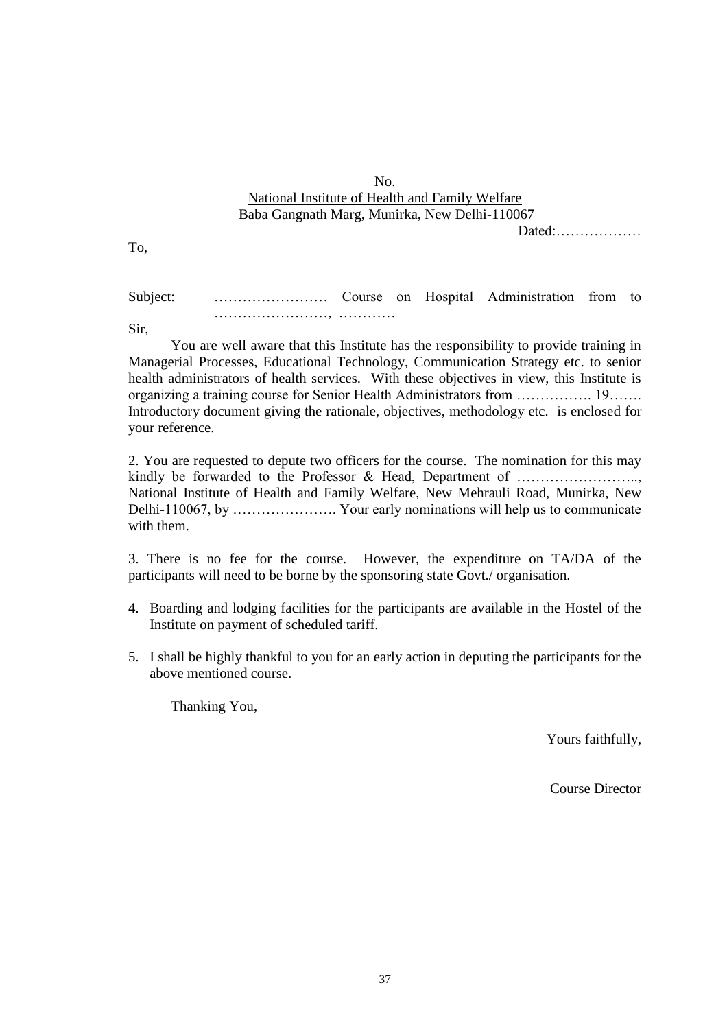No.

National Institute of Health and Family Welfare

Baba Gangnath Marg, Munirka, New Delhi-110067

Dated:………………

To,

Subject: …………………… Course on Hospital Administration from to ……………………, …………

Sir,

You are well aware that this Institute has the responsibility to provide training in Managerial Processes, Educational Technology, Communication Strategy etc. to senior health administrators of health services. With these objectives in view, this Institute is organizing a training course for Senior Health Administrators from ……………. 19……. Introductory document giving the rationale, objectives, methodology etc. is enclosed for your reference.

2. You are requested to depute two officers for the course. The nomination for this may kindly be forwarded to the Professor & Head, Department of …………………….., National Institute of Health and Family Welfare, New Mehrauli Road, Munirka, New Delhi-110067, by …………………. Your early nominations will help us to communicate with them.

3. There is no fee for the course. However, the expenditure on TA/DA of the participants will need to be borne by the sponsoring state Govt./ organisation.

4. Boarding and lodging facilities for the participants are available in the Hostel of the Institute on payment of scheduled tariff.

5. I shall be highly thankful to you for an early action in deputing the participants for the above mentioned course.

Thanking You,

Yours faithfully,

Course Director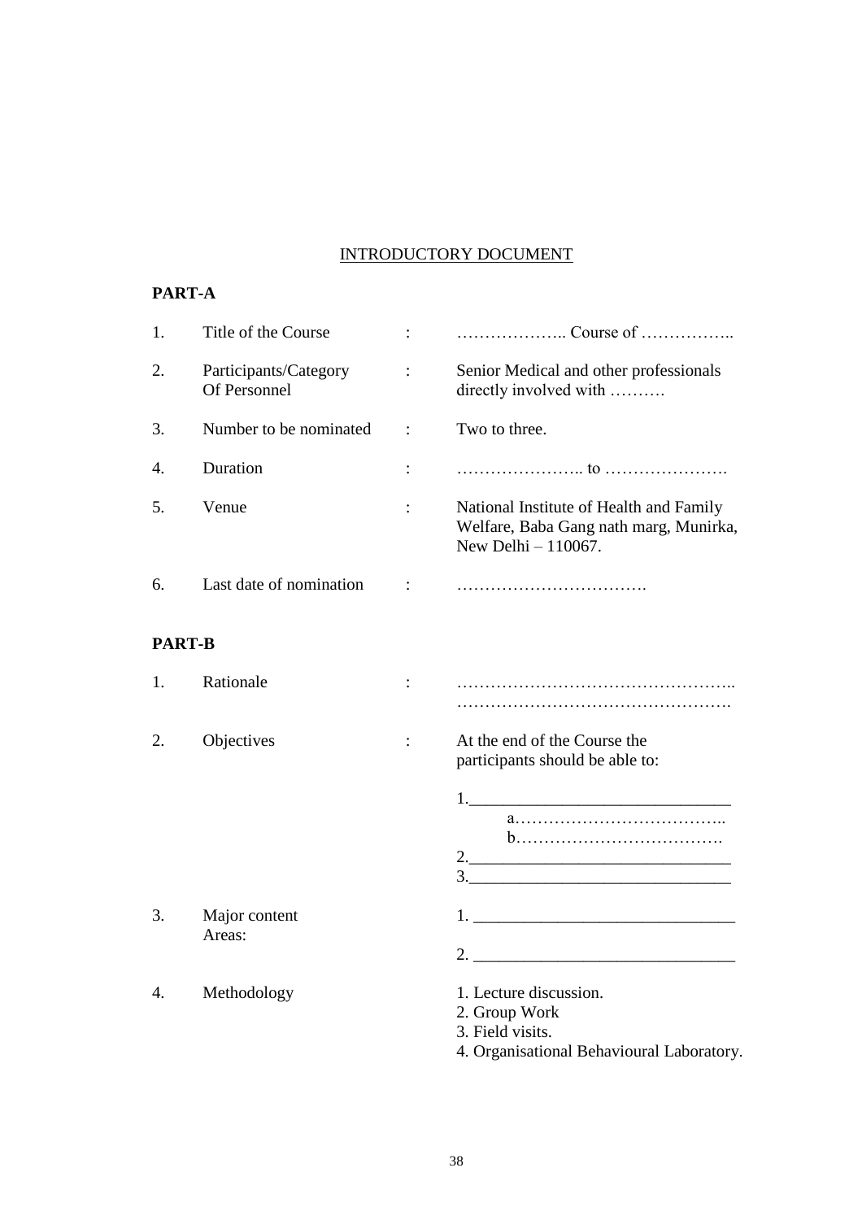INTRODUCTORY DOCUMENT

**PART-A**

| | | | |
|---|---|---|---|
| 1. | Title of the Course | : | ……………….. Course of …………….. |
| 2. | Participants/Category Of Personnel | : | Senior Medical and other professionals directly involved with ………. |
| 3. | Number to be nominated | : | Two to three. |
| 4. | Duration | : | ………………….. to …………………. |
| 5. | Venue | : | National Institute of Health and Family Welfare, Baba Gang nath marg, Munirka, New Delhi – 110067. |
| 6. | Last date of nomination | : | ……………………………. |

**PART-B**

| | | | |
|---|---|---|---|
| 1. | Rationale | : | ………………………………………….. …………………………………………. |
| 2. | Objectives | : | At the end of the Course the participants should be able to: |

1.______________________________
  a………………………………..
  b……………………………….
2.______________________________
3.______________________________

3. Major content Areas:

1. ______________________________
2. ______________________________

4. Methodology

1. Lecture discussion.
2. Group Work
3. Field visits.
4. Organisational Behavioural Laboratory.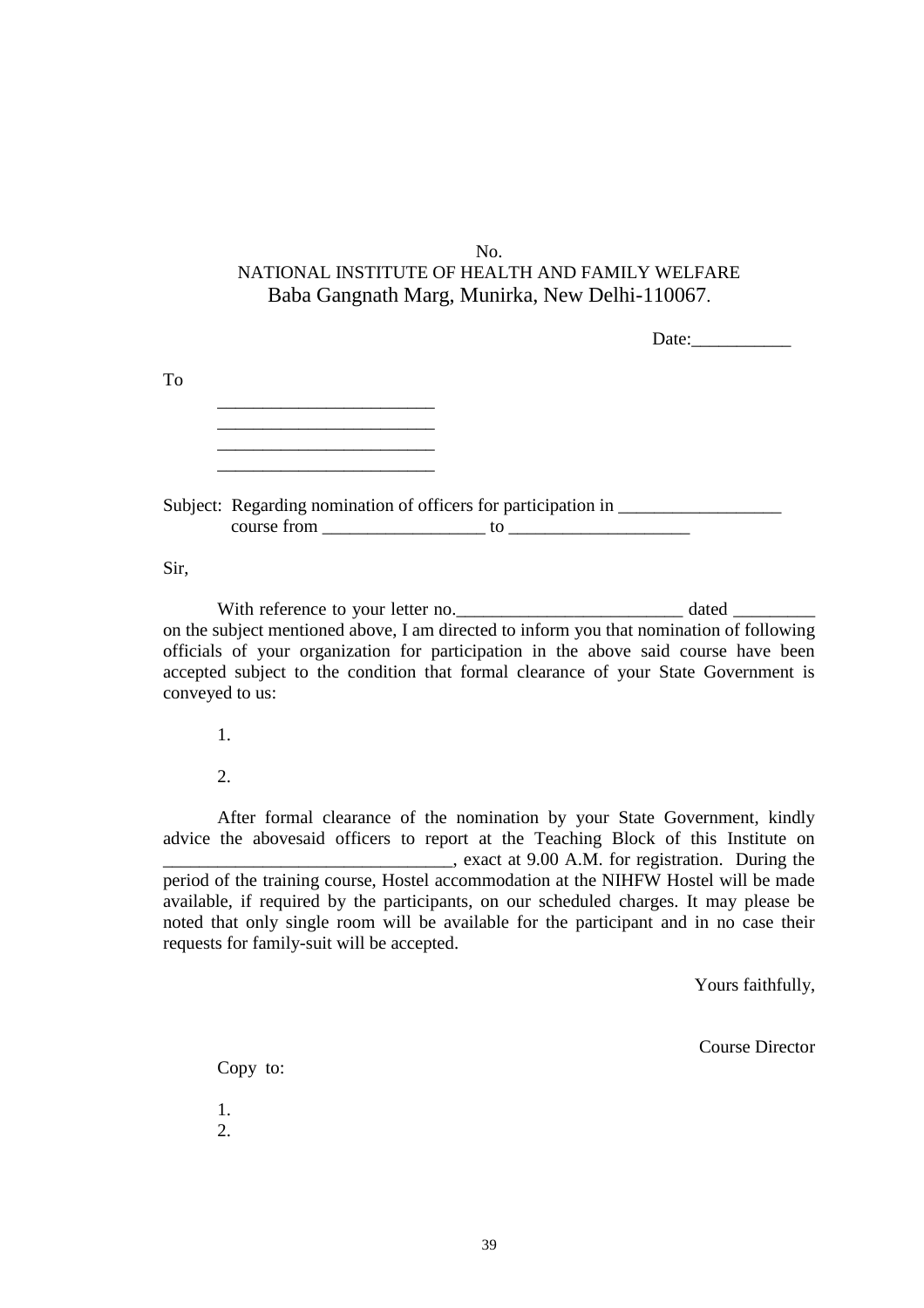No.

NATIONAL INSTITUTE OF HEALTH AND FAMILY WELFARE

Baba Gangnath Marg, Munirka, New Delhi-110067.

Date:___________

To

________________________
________________________
________________________
________________________

Subject: Regarding nomination of officers for participation in __________________ course from __________________ to ____________________

Sir,

With reference to your letter no._________________________ dated _________ on the subject mentioned above, I am directed to inform you that nomination of following officials of your organization for participation in the above said course have been accepted subject to the condition that formal clearance of your State Government is conveyed to us:

1.

2.

After formal clearance of the nomination by your State Government, kindly advice the abovesaid officers to report at the Teaching Block of this Institute on _______________________________, exact at 9.00 A.M. for registration. During the period of the training course, Hostel accommodation at the NIHFW Hostel will be made available, if required by the participants, on our scheduled charges. It may please be noted that only single room will be available for the participant and in no case their requests for family-suit will be accepted.

Yours faithfully,

Course Director

Copy to:

1.
2.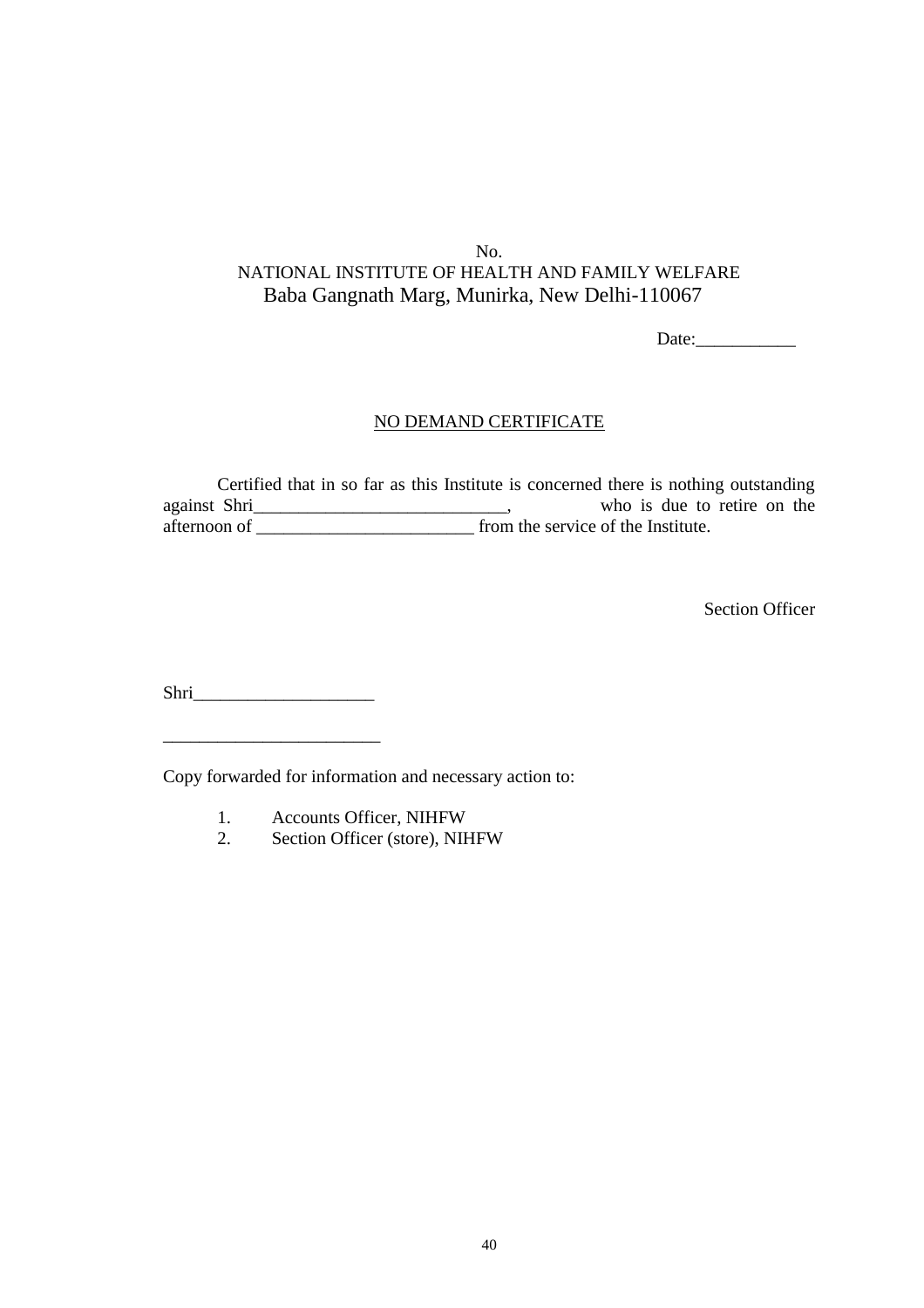No.

NATIONAL INSTITUTE OF HEALTH AND FAMILY WELFARE

Baba Gangnath Marg, Munirka, New Delhi-110067

Date:___________

## NO DEMAND CERTIFICATE

Certified that in so far as this Institute is concerned there is nothing outstanding against Shri____________________________, who is due to retire on the afternoon of ________________________ from the service of the Institute.

Section Officer

Shri____________________

________________________

Copy forwarded for information and necessary action to:

1. Accounts Officer, NIHFW
2. Section Officer (store), NIHFW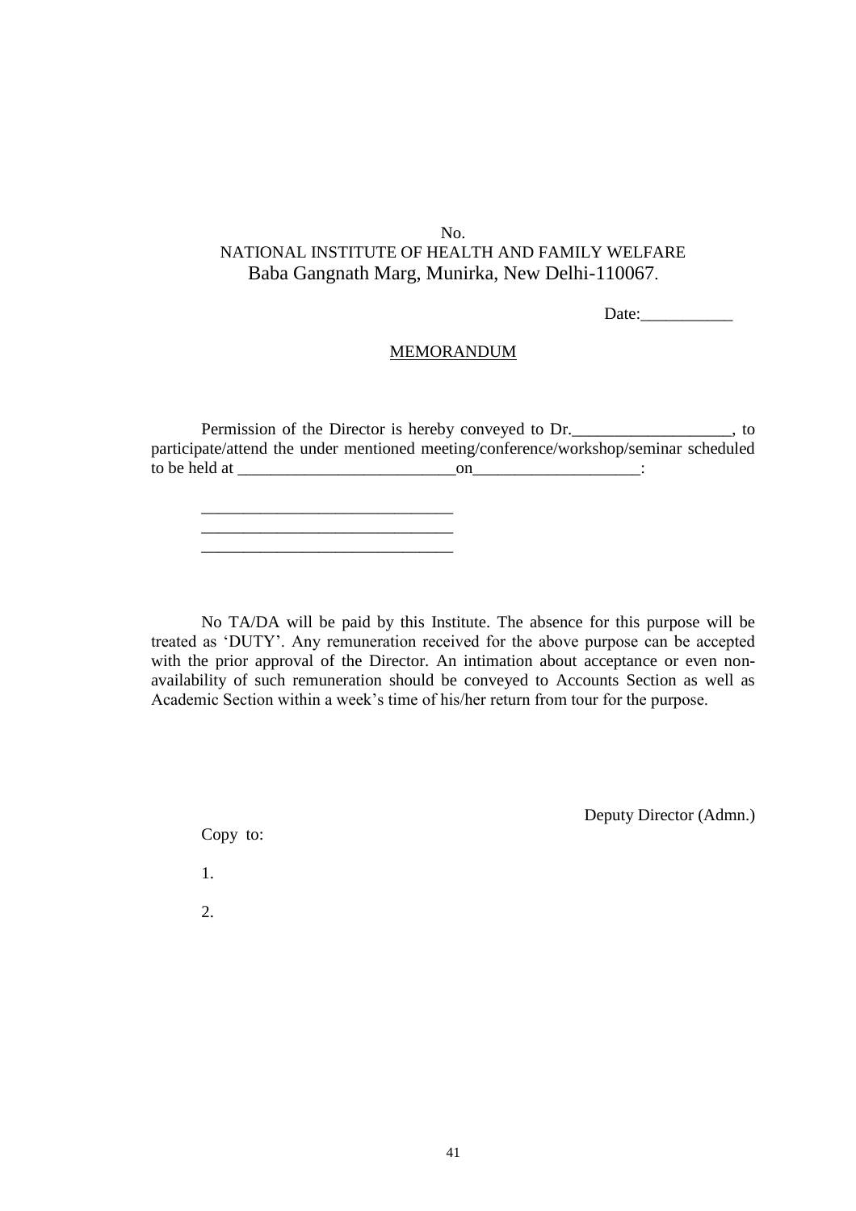No.

NATIONAL INSTITUTE OF HEALTH AND FAMILY WELFARE

Baba Gangnath Marg, Munirka, New Delhi-110067.

Date:___________

MEMORANDUM

Permission of the Director is hereby conveyed to Dr.___________________, to participate/attend the under mentioned meeting/conference/workshop/seminar scheduled to be held at __________________________on____________________:

______________________________
______________________________
______________________________

No TA/DA will be paid by this Institute. The absence for this purpose will be treated as 'DUTY'. Any remuneration received for the above purpose can be accepted with the prior approval of the Director. An intimation about acceptance or even non-availability of such remuneration should be conveyed to Accounts Section as well as Academic Section within a week's time of his/her return from tour for the purpose.

Deputy Director (Admn.)

Copy to:

1.

2.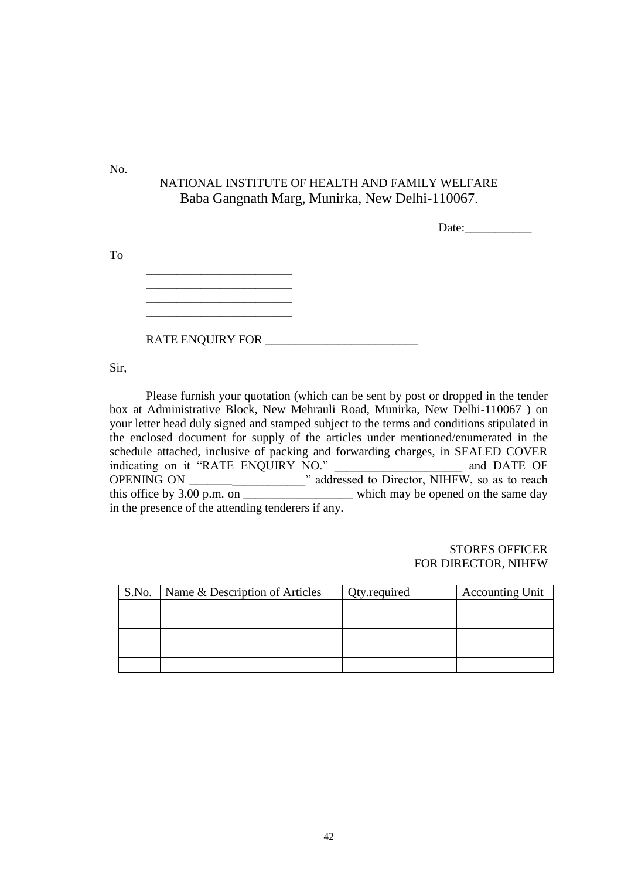No.

NATIONAL INSTITUTE OF HEALTH AND FAMILY WELFARE
Baba Gangnath Marg, Munirka, New Delhi-110067.

Date:___________

To

________________________
________________________
________________________
________________________

RATE ENQUIRY FOR _________________________

Sir,

Please furnish your quotation (which can be sent by post or dropped in the tender box at Administrative Block, New Mehrauli Road, Munirka, New Delhi-110067 ) on your letter head duly signed and stamped subject to the terms and conditions stipulated in the enclosed document for supply of the articles under mentioned/enumerated in the schedule attached, inclusive of packing and forwarding charges, in SEALED COVER indicating on it "RATE ENQUIRY NO." _____________________ and DATE OF OPENING ON ___________________" addressed to Director, NIHFW, so as to reach this office by 3.00 p.m. on __________________ which may be opened on the same day in the presence of the attending tenderers if any.

STORES OFFICER
FOR DIRECTOR, NIHFW

| S.No. | Name & Description of Articles | Qty.required | Accounting Unit |
|---|---|---|---|
| | | | |
| | | | |
| | | | |
| | | | |
| | | | |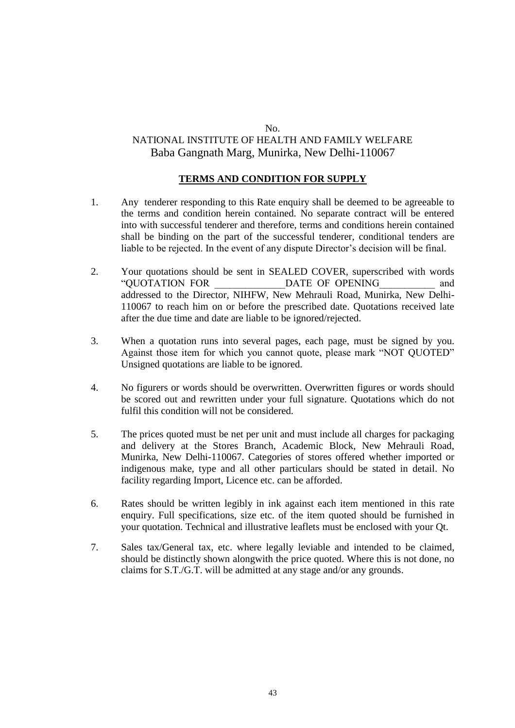No.

NATIONAL INSTITUTE OF HEALTH AND FAMILY WELFARE

Baba Gangnath Marg, Munirka, New Delhi-110067

## **TERMS AND CONDITION FOR SUPPLY**

1. Any tenderer responding to this Rate enquiry shall be deemed to be agreeable to the terms and condition herein contained. No separate contract will be entered into with successful tenderer and therefore, terms and conditions herein contained shall be binding on the part of the successful tenderer, conditional tenders are liable to be rejected. In the event of any dispute Director's decision will be final.

2. Your quotations should be sent in SEALED COVER, superscribed with words "QUOTATION FOR \_\_\_\_\_\_\_\_\_\_\_\_\_\_DATE OF OPENING\_\_\_\_\_\_\_\_\_\_\_ and addressed to the Director, NIHFW, New Mehrauli Road, Munirka, New Delhi-110067 to reach him on or before the prescribed date. Quotations received late after the due time and date are liable to be ignored/rejected.

3. When a quotation runs into several pages, each page, must be signed by you. Against those item for which you cannot quote, please mark "NOT QUOTED" Unsigned quotations are liable to be ignored.

4. No figurers or words should be overwritten. Overwritten figures or words should be scored out and rewritten under your full signature. Quotations which do not fulfil this condition will not be considered.

5. The prices quoted must be net per unit and must include all charges for packaging and delivery at the Stores Branch, Academic Block, New Mehrauli Road, Munirka, New Delhi-110067. Categories of stores offered whether imported or indigenous make, type and all other particulars should be stated in detail. No facility regarding Import, Licence etc. can be afforded.

6. Rates should be written legibly in ink against each item mentioned in this rate enquiry. Full specifications, size etc. of the item quoted should be furnished in your quotation. Technical and illustrative leaflets must be enclosed with your Qt.

7. Sales tax/General tax, etc. where legally leviable and intended to be claimed, should be distinctly shown alongwith the price quoted. Where this is not done, no claims for S.T./G.T. will be admitted at any stage and/or any grounds.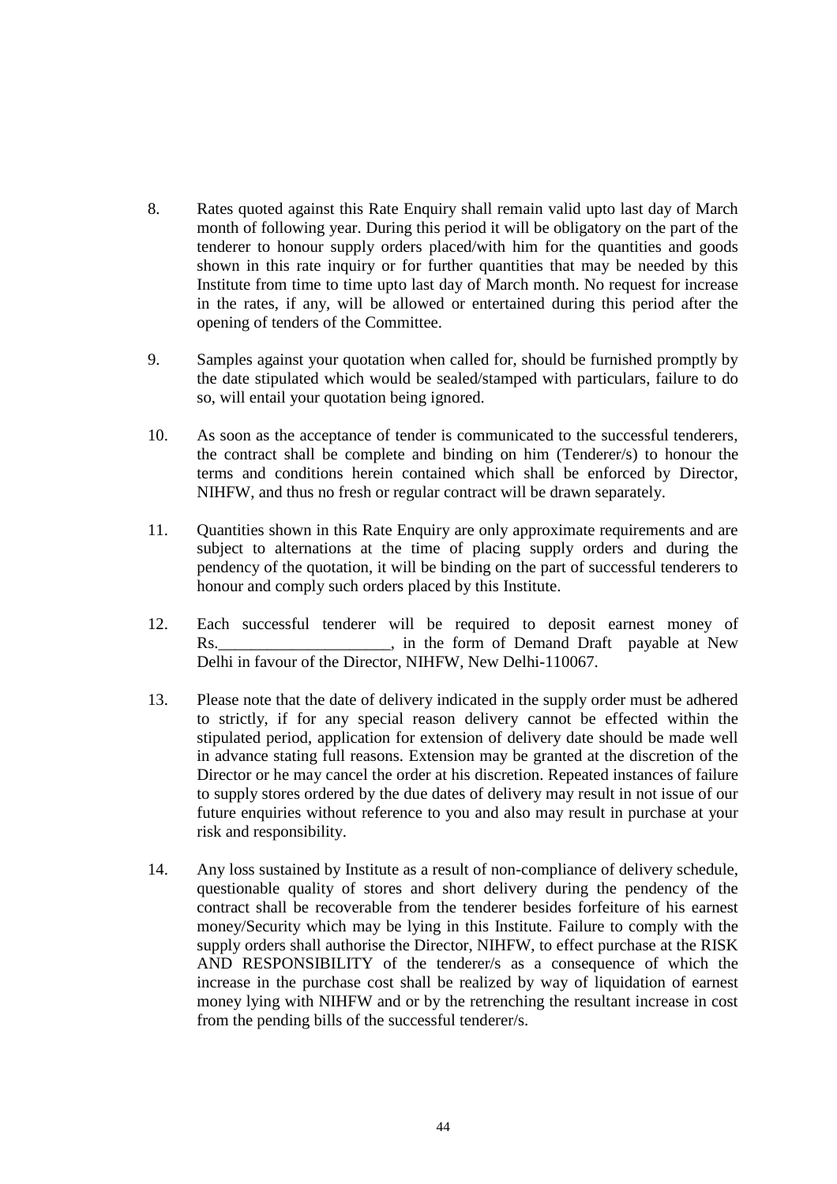8. Rates quoted against this Rate Enquiry shall remain valid upto last day of March month of following year. During this period it will be obligatory on the part of the tenderer to honour supply orders placed/with him for the quantities and goods shown in this rate inquiry or for further quantities that may be needed by this Institute from time to time upto last day of March month. No request for increase in the rates, if any, will be allowed or entertained during this period after the opening of tenders of the Committee.

9. Samples against your quotation when called for, should be furnished promptly by the date stipulated which would be sealed/stamped with particulars, failure to do so, will entail your quotation being ignored.

10. As soon as the acceptance of tender is communicated to the successful tenderers, the contract shall be complete and binding on him (Tenderer/s) to honour the terms and conditions herein contained which shall be enforced by Director, NIHFW, and thus no fresh or regular contract will be drawn separately.

11. Quantities shown in this Rate Enquiry are only approximate requirements and are subject to alternations at the time of placing supply orders and during the pendency of the quotation, it will be binding on the part of successful tenderers to honour and comply such orders placed by this Institute.

12. Each successful tenderer will be required to deposit earnest money of Rs.____________________, in the form of Demand Draft payable at New Delhi in favour of the Director, NIHFW, New Delhi-110067.

13. Please note that the date of delivery indicated in the supply order must be adhered to strictly, if for any special reason delivery cannot be effected within the stipulated period, application for extension of delivery date should be made well in advance stating full reasons. Extension may be granted at the discretion of the Director or he may cancel the order at his discretion. Repeated instances of failure to supply stores ordered by the due dates of delivery may result in not issue of our future enquiries without reference to you and also may result in purchase at your risk and responsibility.

14. Any loss sustained by Institute as a result of non-compliance of delivery schedule, questionable quality of stores and short delivery during the pendency of the contract shall be recoverable from the tenderer besides forfeiture of his earnest money/Security which may be lying in this Institute. Failure to comply with the supply orders shall authorise the Director, NIHFW, to effect purchase at the RISK AND RESPONSIBILITY of the tenderer/s as a consequence of which the increase in the purchase cost shall be realized by way of liquidation of earnest money lying with NIHFW and or by the retrenching the resultant increase in cost from the pending bills of the successful tenderer/s.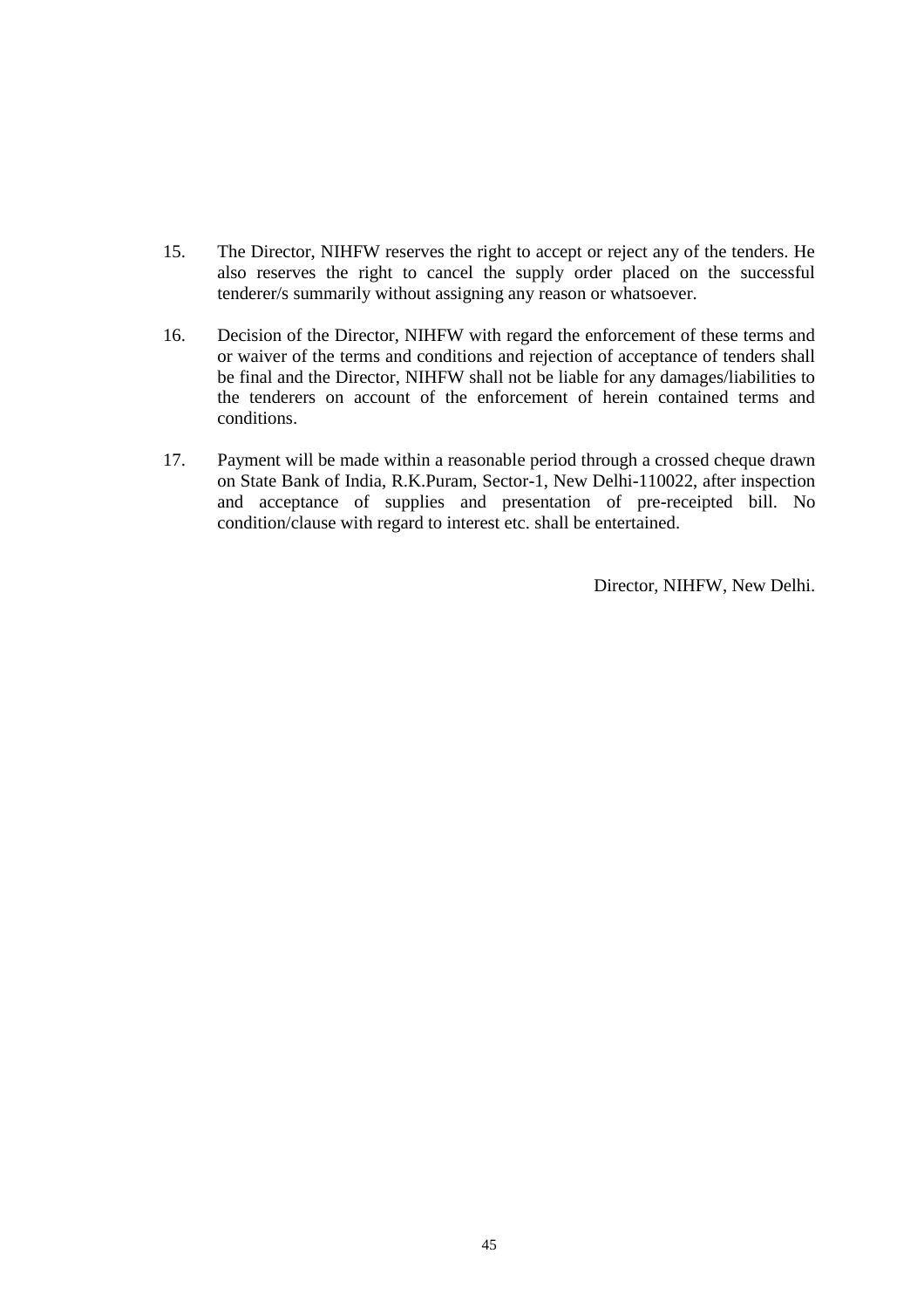15. The Director, NIHFW reserves the right to accept or reject any of the tenders. He also reserves the right to cancel the supply order placed on the successful tenderer/s summarily without assigning any reason or whatsoever.

16. Decision of the Director, NIHFW with regard the enforcement of these terms and or waiver of the terms and conditions and rejection of acceptance of tenders shall be final and the Director, NIHFW shall not be liable for any damages/liabilities to the tenderers on account of the enforcement of herein contained terms and conditions.

17. Payment will be made within a reasonable period through a crossed cheque drawn on State Bank of India, R.K.Puram, Sector-1, New Delhi-110022, after inspection and acceptance of supplies and presentation of pre-receipted bill. No condition/clause with regard to interest etc. shall be entertained.

Director, NIHFW, New Delhi.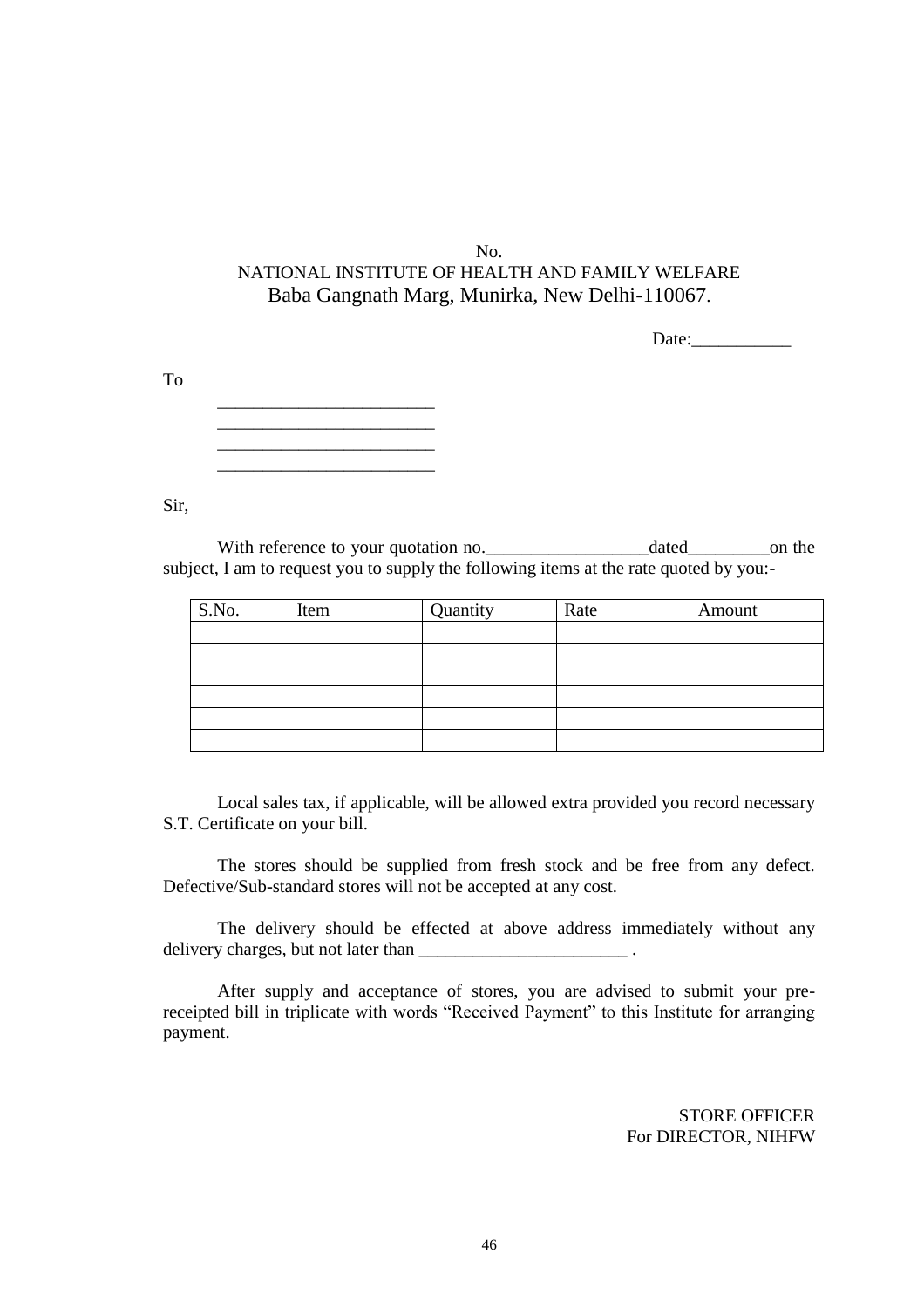No.

NATIONAL INSTITUTE OF HEALTH AND FAMILY WELFARE
Baba Gangnath Marg, Munirka, New Delhi-110067.

Date:___________

To

________________________
________________________
________________________
________________________

Sir,

With reference to your quotation no.__________________dated_________on the subject, I am to request you to supply the following items at the rate quoted by you:-

| S.No. | Item | Quantity | Rate | Amount |
|---|---|---|---|---|
| | | | | |
| | | | | |
| | | | | |
| | | | | |
| | | | | |
| | | | | |

Local sales tax, if applicable, will be allowed extra provided you record necessary S.T. Certificate on your bill.

The stores should be supplied from fresh stock and be free from any defect. Defective/Sub-standard stores will not be accepted at any cost.

The delivery should be effected at above address immediately without any delivery charges, but not later than _______________________ .

After supply and acceptance of stores, you are advised to submit your pre-receipted bill in triplicate with words "Received Payment" to this Institute for arranging payment.

STORE OFFICER
For DIRECTOR, NIHFW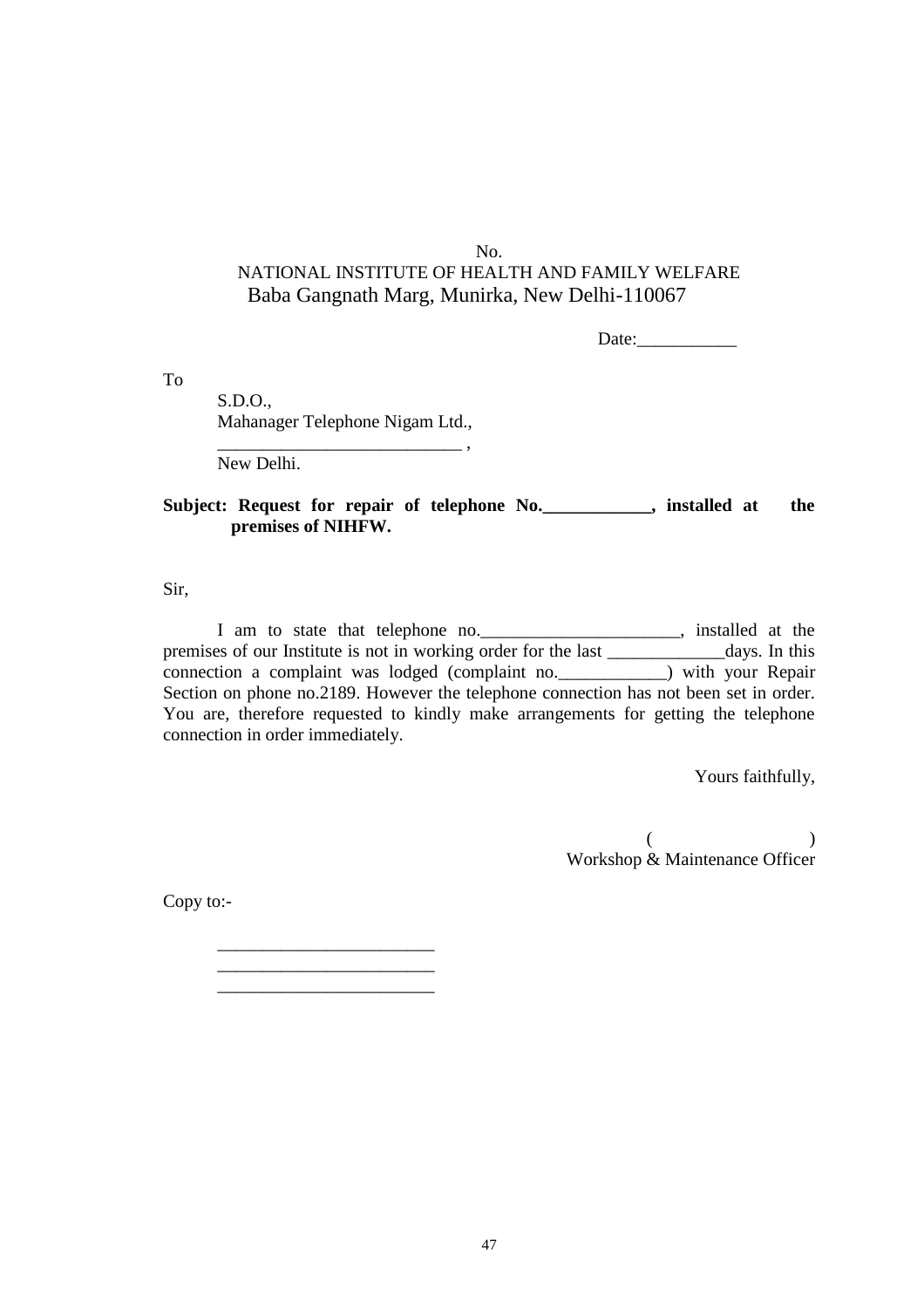No.

NATIONAL INSTITUTE OF HEALTH AND FAMILY WELFARE

Baba Gangnath Marg, Munirka, New Delhi-110067

Date:___________

To

S.D.O.,
Mahanager Telephone Nigam Ltd.,
__________________________ ,
New Delhi.

**Subject: Request for repair of telephone No.____________, installed at the premises of NIHFW.**

Sir,

I am to state that telephone no.______________________, installed at the premises of our Institute is not in working order for the last _____________days. In this connection a complaint was lodged (complaint no.____________) with your Repair Section on phone no.2189. However the telephone connection has not been set in order. You are, therefore requested to kindly make arrangements for getting the telephone connection in order immediately.

Yours faithfully,

( )
Workshop & Maintenance Officer

Copy to:-

________________________
________________________
________________________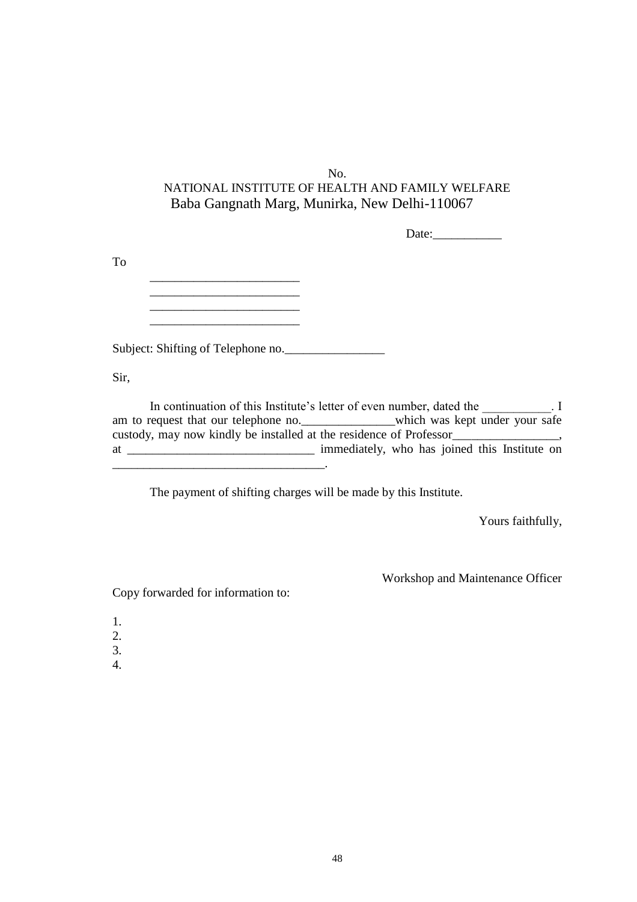No.

NATIONAL INSTITUTE OF HEALTH AND FAMILY WELFARE

Baba Gangnath Marg, Munirka, New Delhi-110067

Date:___________

To

________________________
________________________
________________________
________________________

Subject: Shifting of Telephone no.________________

Sir,

In continuation of this Institute's letter of even number, dated the ___________. I am to request that our telephone no._______________which was kept under your safe custody, may now kindly be installed at the residence of Professor_________________, at ______________________________ immediately, who has joined this Institute on _________________________________.

The payment of shifting charges will be made by this Institute.

Yours faithfully,

Workshop and Maintenance Officer

Copy forwarded for information to:

1.
2.
3.
4.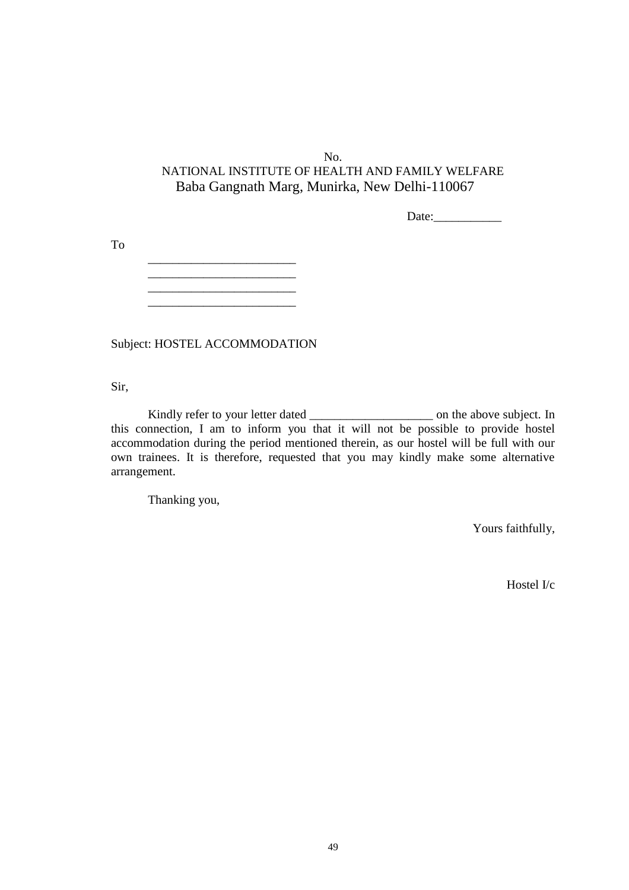No.

NATIONAL INSTITUTE OF HEALTH AND FAMILY WELFARE

Baba Gangnath Marg, Munirka, New Delhi-110067

Date:___________

To

________________________
________________________
________________________
________________________

Subject: HOSTEL ACCOMMODATION

Sir,

Kindly refer to your letter dated ____________________ on the above subject. In this connection, I am to inform you that it will not be possible to provide hostel accommodation during the period mentioned therein, as our hostel will be full with our own trainees. It is therefore, requested that you may kindly make some alternative arrangement.

Thanking you,

Yours faithfully,

Hostel I/c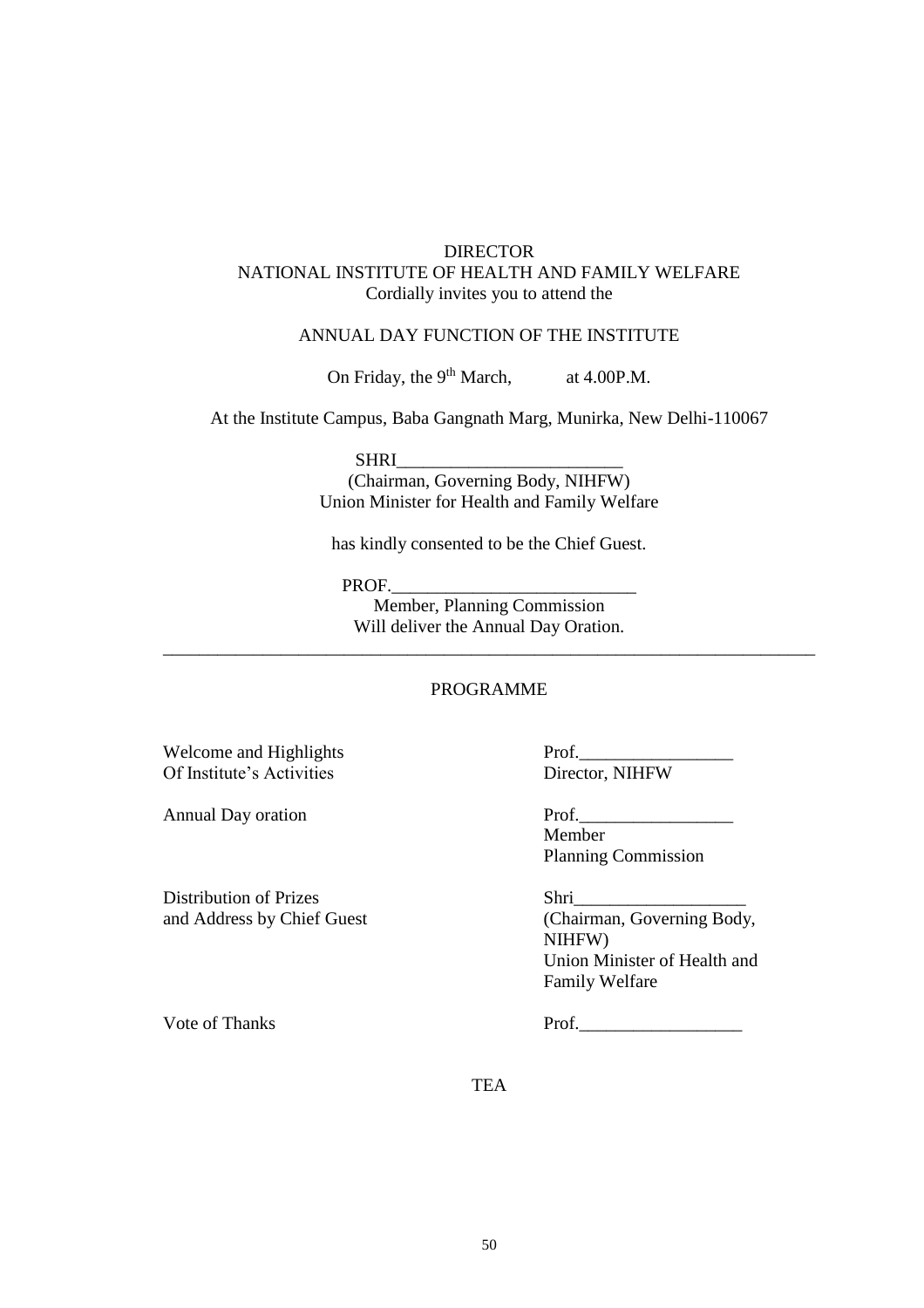DIRECTOR

NATIONAL INSTITUTE OF HEALTH AND FAMILY WELFARE

Cordially invites you to attend the

ANNUAL DAY FUNCTION OF THE INSTITUTE

On Friday, the 9th March, at 4.00P.M.

At the Institute Campus, Baba Gangnath Marg, Munirka, New Delhi-110067

SHRI_________________________

(Chairman, Governing Body, NIHFW)

Union Minister for Health and Family Welfare

has kindly consented to be the Chief Guest.

PROF.___________________________

Member, Planning Commission

Will deliver the Annual Day Oration.

---

PROGRAMME

| | |
|---|---|
| Welcome and Highlights Of Institute's Activities | Prof._________________ Director, NIHFW |
| Annual Day oration | Prof._________________ Member Planning Commission |
| Distribution of Prizes and Address by Chief Guest | Shri___________________ (Chairman, Governing Body, NIHFW) Union Minister of Health and Family Welfare |
| Vote of Thanks | Prof.__________________ |

TEA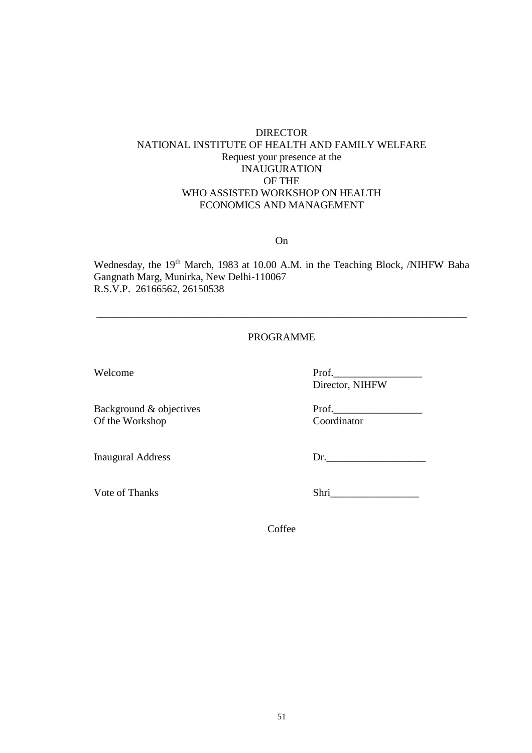DIRECTOR  
NATIONAL INSTITUTE OF HEALTH AND FAMILY WELFARE  
Request your presence at the  
INAUGURATION  
OF THE  
WHO ASSISTED WORKSHOP ON HEALTH ECONOMICS AND MANAGEMENT

On

Wednesday, the 19th March, 1983 at 10.00 A.M. in the Teaching Block, /NIHFW Baba Gangnath Marg, Munirka, New Delhi-110067  
R.S.V.P. 26166562, 26150538

---

PROGRAMME

| | |
|---|---|
| Welcome | Prof.\_\_\_\_\_\_\_\_\_\_\_\_\_\_\_\_\_ Director, NIHFW |
| Background & objectives Of the Workshop | Prof.\_\_\_\_\_\_\_\_\_\_\_\_\_\_\_\_\_ Coordinator |
| Inaugural Address | Dr.\_\_\_\_\_\_\_\_\_\_\_\_\_\_\_\_\_\_\_ |
| Vote of Thanks | Shri\_\_\_\_\_\_\_\_\_\_\_\_\_\_\_\_\_ |

Coffee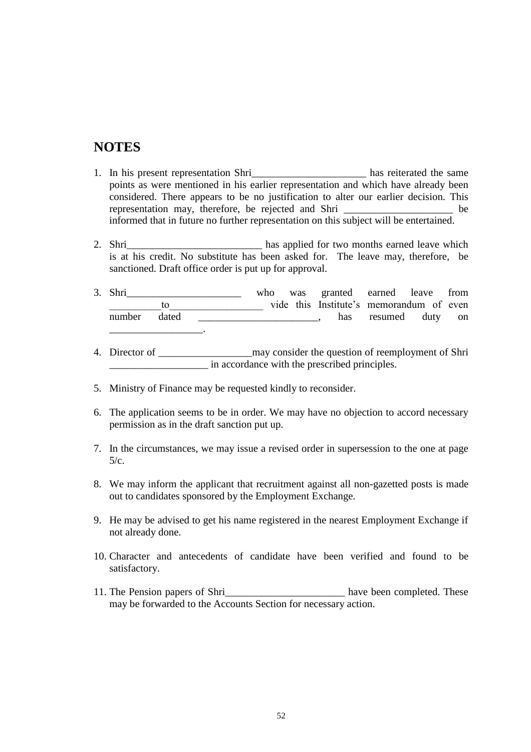# NOTES

1. In his present representation Shri______________________ has reiterated the same points as were mentioned in his earlier representation and which have already been considered. There appears to be no justification to alter our earlier decision. This representation may, therefore, be rejected and Shri _____________________ be informed that in future no further representation on this subject will be entertained.

2. Shri__________________________ has applied for two months earned leave which is at his credit. No substitute has been asked for. The leave may, therefore, be sanctioned. Draft office order is put up for approval.

3. Shri______________________ who was granted earned leave from __________to_________________ vide this Institute's memorandum of even number dated _______________________, has resumed duty on __________________.

4. Director of __________________may consider the question of reemployment of Shri ___________________ in accordance with the prescribed principles.

5. Ministry of Finance may be requested kindly to reconsider.

6. The application seems to be in order. We may have no objection to accord necessary permission as in the draft sanction put up.

7. In the circumstances, we may issue a revised order in supersession to the one at page 5/c.

8. We may inform the applicant that recruitment against all non-gazetted posts is made out to candidates sponsored by the Employment Exchange.

9. He may be advised to get his name registered in the nearest Employment Exchange if not already done.

10. Character and antecedents of candidate have been verified and found to be satisfactory.

11. The Pension papers of Shri_______________________ have been completed. These may be forwarded to the Accounts Section for necessary action.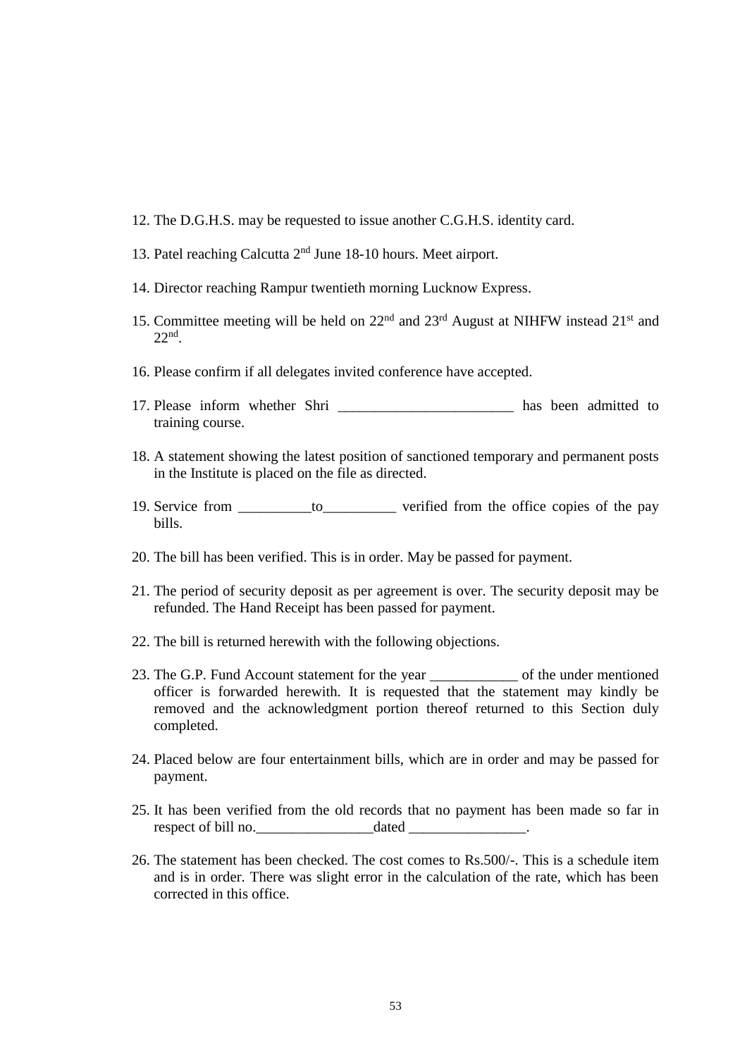12. The D.G.H.S. may be requested to issue another C.G.H.S. identity card.

13. Patel reaching Calcutta 2nd June 18-10 hours. Meet airport.

14. Director reaching Rampur twentieth morning Lucknow Express.

15. Committee meeting will be held on 22nd and 23rd August at NIHFW instead 21st and 22nd.

16. Please confirm if all delegates invited conference have accepted.

17. Please inform whether Shri ________________________ has been admitted to training course.

18. A statement showing the latest position of sanctioned temporary and permanent posts in the Institute is placed on the file as directed.

19. Service from __________to__________ verified from the office copies of the pay bills.

20. The bill has been verified. This is in order. May be passed for payment.

21. The period of security deposit as per agreement is over. The security deposit may be refunded. The Hand Receipt has been passed for payment.

22. The bill is returned herewith with the following objections.

23. The G.P. Fund Account statement for the year ____________ of the under mentioned officer is forwarded herewith. It is requested that the statement may kindly be removed and the acknowledgment portion thereof returned to this Section duly completed.

24. Placed below are four entertainment bills, which are in order and may be passed for payment.

25. It has been verified from the old records that no payment has been made so far in respect of bill no.________________dated ________________.

26. The statement has been checked. The cost comes to Rs.500/-. This is a schedule item and is in order. There was slight error in the calculation of the rate, which has been corrected in this office.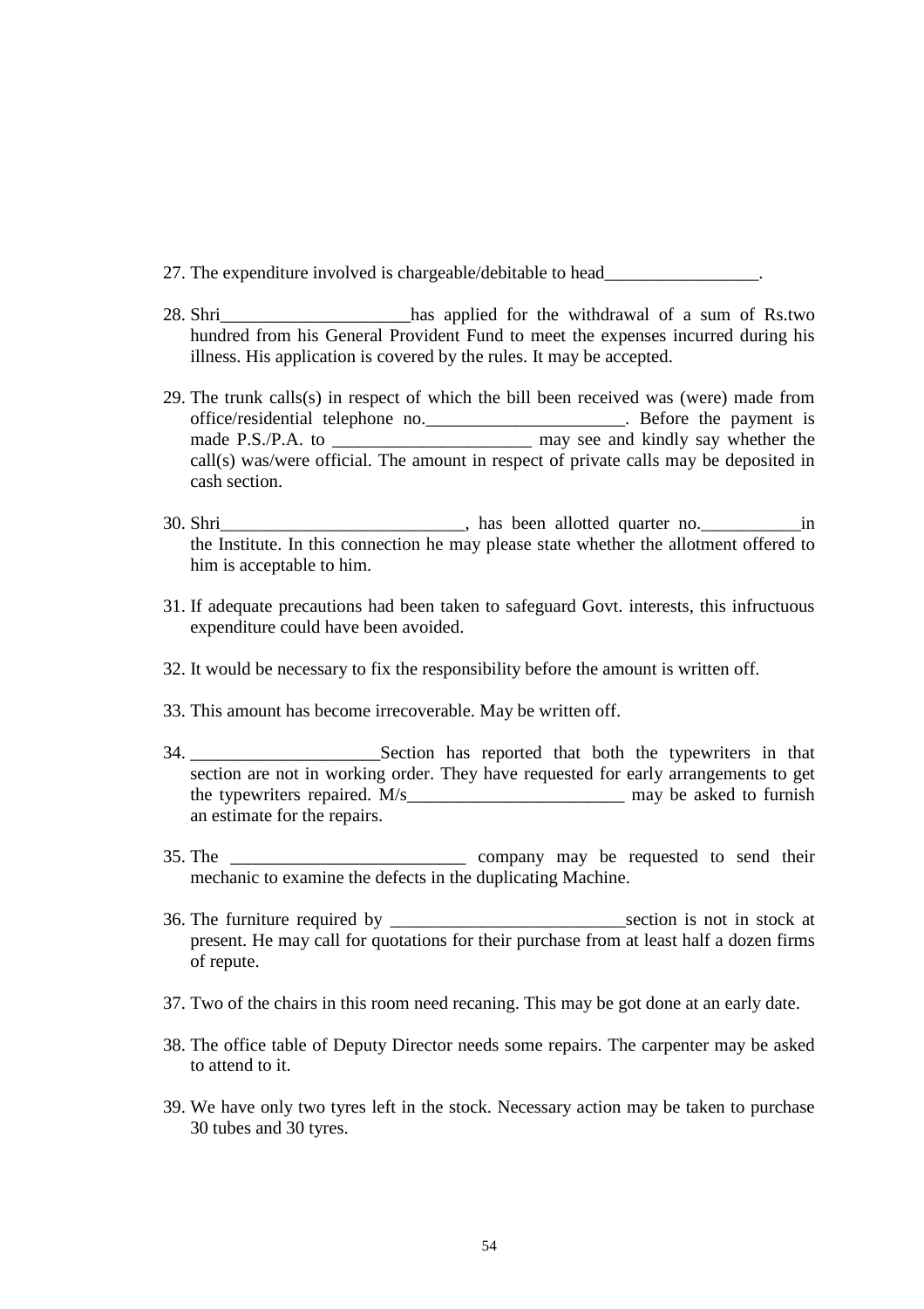27. The expenditure involved is chargeable/debitable to head_________________.

28. Shri_____________________has applied for the withdrawal of a sum of Rs.two hundred from his General Provident Fund to meet the expenses incurred during his illness. His application is covered by the rules. It may be accepted.

29. The trunk calls(s) in respect of which the bill been received was (were) made from office/residential telephone no._______________________. Before the payment is made P.S./P.A. to ______________________ may see and kindly say whether the call(s) was/were official. The amount in respect of private calls may be deposited in cash section.

30. Shri___________________________, has been allotted quarter no.___________in the Institute. In this connection he may please state whether the allotment offered to him is acceptable to him.

31. If adequate precautions had been taken to safeguard Govt. interests, this infructuous expenditure could have been avoided.

32. It would be necessary to fix the responsibility before the amount is written off.

33. This amount has become irrecoverable. May be written off.

34. _____________________Section has reported that both the typewriters in that section are not in working order. They have requested for early arrangements to get the typewriters repaired. M/s________________________ may be asked to furnish an estimate for the repairs.

35. The __________________________ company may be requested to send their mechanic to examine the defects in the duplicating Machine.

36. The furniture required by __________________________section is not in stock at present. He may call for quotations for their purchase from at least half a dozen firms of repute.

37. Two of the chairs in this room need recaning. This may be got done at an early date.

38. The office table of Deputy Director needs some repairs. The carpenter may be asked to attend to it.

39. We have only two tyres left in the stock. Necessary action may be taken to purchase 30 tubes and 30 tyres.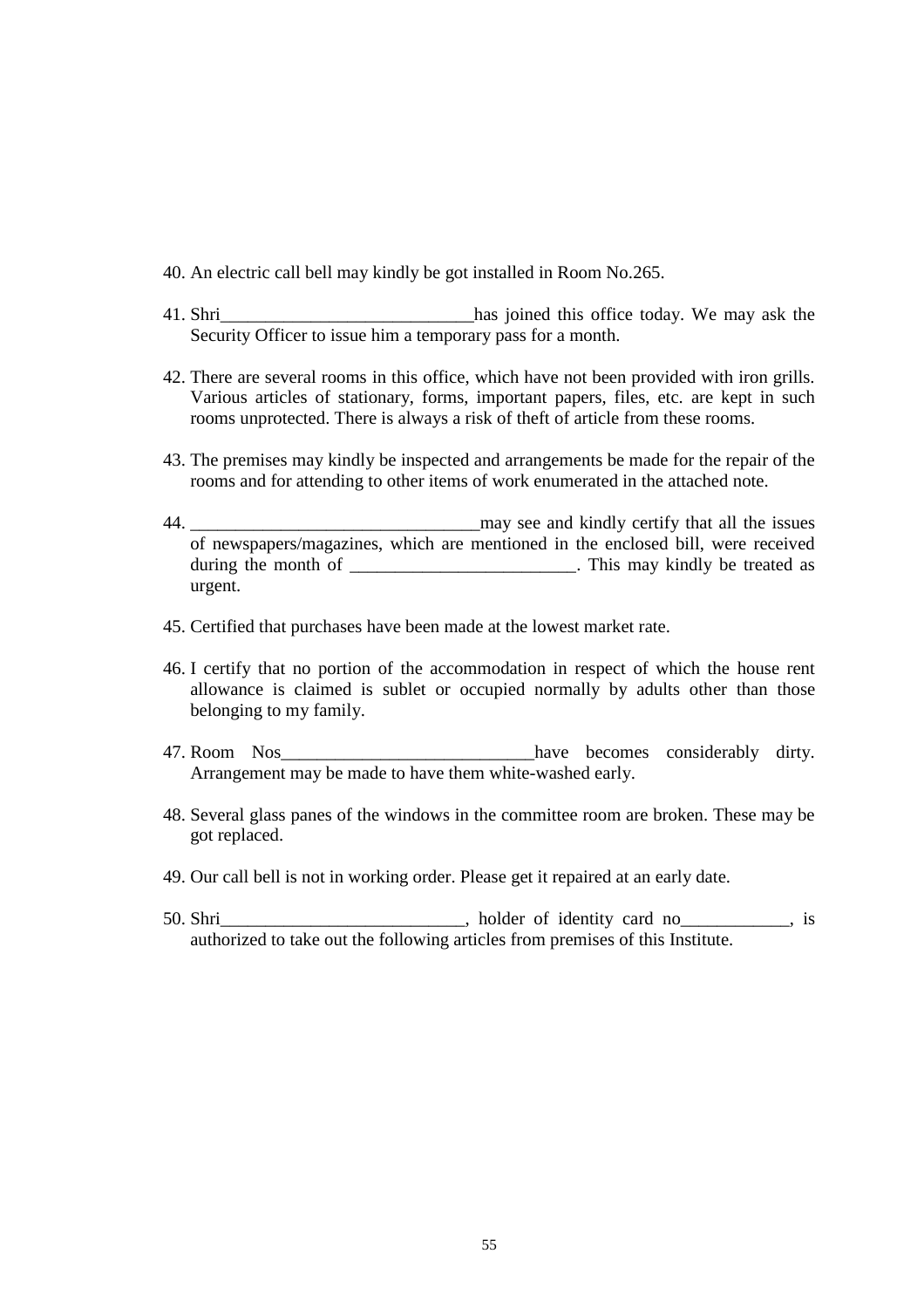40. An electric call bell may kindly be got installed in Room No.265.

41. Shri____________________________has joined this office today. We may ask the Security Officer to issue him a temporary pass for a month.

42. There are several rooms in this office, which have not been provided with iron grills. Various articles of stationary, forms, important papers, files, etc. are kept in such rooms unprotected. There is always a risk of theft of article from these rooms.

43. The premises may kindly be inspected and arrangements be made for the repair of the rooms and for attending to other items of work enumerated in the attached note.

44. ________________________________may see and kindly certify that all the issues of newspapers/magazines, which are mentioned in the enclosed bill, were received during the month of _________________________. This may kindly be treated as urgent.

45. Certified that purchases have been made at the lowest market rate.

46. I certify that no portion of the accommodation in respect of which the house rent allowance is claimed is sublet or occupied normally by adults other than those belonging to my family.

47. Room Nos____________________________have becomes considerably dirty. Arrangement may be made to have them white-washed early.

48. Several glass panes of the windows in the committee room are broken. These may be got replaced.

49. Our call bell is not in working order. Please get it repaired at an early date.

50. Shri___________________________, holder of identity card no____________, is authorized to take out the following articles from premises of this Institute.